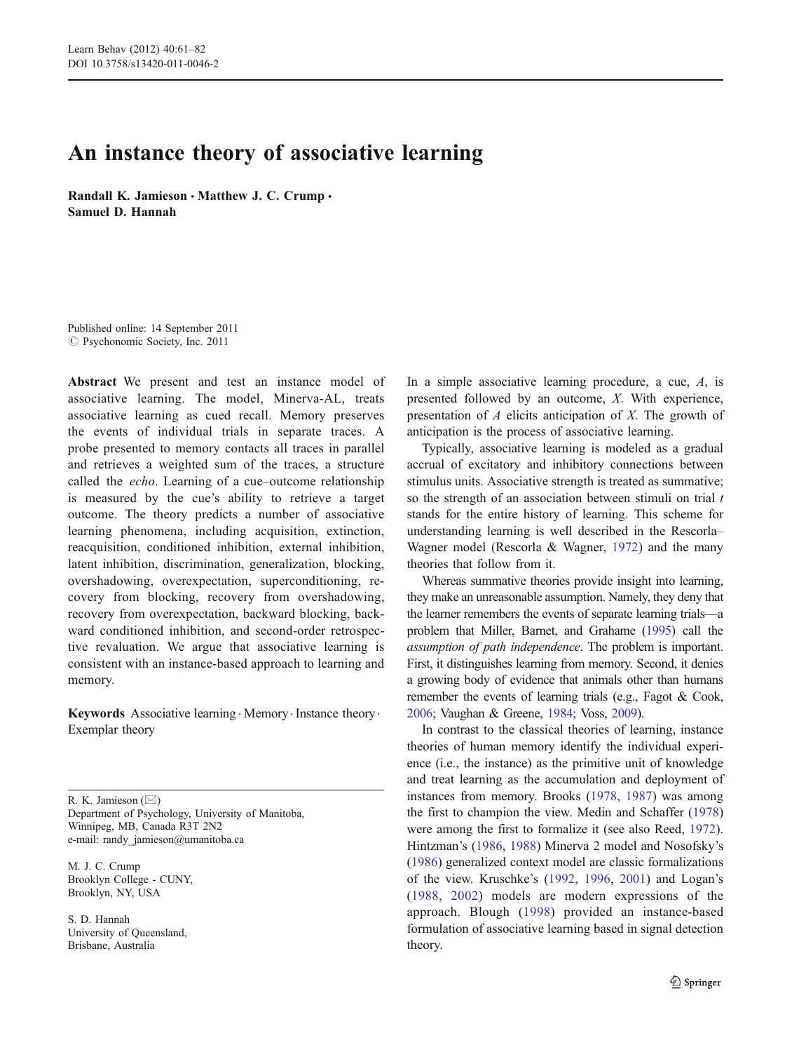# An instance theory of associative learning

**Randall K. Jamieson · Matthew J. C. Crump · Samuel D. Hannah**

Published online: 14 September 2011
© Psychonomic Society, Inc. 2011

**Abstract** We present and test an instance model of associative learning. The model, Minerva-AL, treats associative learning as cued recall. Memory preserves the events of individual trials in separate traces. A probe presented to memory contacts all traces in parallel and retrieves a weighted sum of the traces, a structure called the *echo*. Learning of a cue–outcome relationship is measured by the cue's ability to retrieve a target outcome. The theory predicts a number of associative learning phenomena, including acquisition, extinction, reacquisition, conditioned inhibition, external inhibition, latent inhibition, discrimination, generalization, blocking, overshadowing, overexpectation, superconditioning, recovery from blocking, recovery from overshadowing, recovery from overexpectation, backward blocking, backward conditioned inhibition, and second-order retrospective revaluation. We argue that associative learning is consistent with an instance-based approach to learning and memory.

**Keywords** Associative learning · Memory · Instance theory · Exemplar theory

R. K. Jamieson (✉)
Department of Psychology, University of Manitoba,
Winnipeg, MB, Canada R3T 2N2
e-mail: randy_jamieson@umanitoba.ca

M. J. C. Crump
Brooklyn College - CUNY,
Brooklyn, NY, USA

S. D. Hannah
University of Queensland,
Brisbane, Australia

In a simple associative learning procedure, a cue, *A*, is presented followed by an outcome, *X*. With experience, presentation of *A* elicits anticipation of *X*. The growth of anticipation is the process of associative learning.

Typically, associative learning is modeled as a gradual accrual of excitatory and inhibitory connections between stimulus units. Associative strength is treated as summative; so the strength of an association between stimuli on trial *t* stands for the entire history of learning. This scheme for understanding learning is well described in the Rescorla–Wagner model (Rescorla & Wagner, 1972) and the many theories that follow from it.

Whereas summative theories provide insight into learning, they make an unreasonable assumption. Namely, they deny that the learner remembers the events of separate learning trials—a problem that Miller, Barnet, and Grahame (1995) call the *assumption of path independence*. The problem is important. First, it distinguishes learning from memory. Second, it denies a growing body of evidence that animals other than humans remember the events of learning trials (e.g., Fagot & Cook, 2006; Vaughan & Greene, 1984; Voss, 2009).

In contrast to the classical theories of learning, instance theories of human memory identify the individual experience (i.e., the instance) as the primitive unit of knowledge and treat learning as the accumulation and deployment of instances from memory. Brooks (1978, 1987) was among the first to champion the view. Medin and Schaffer (1978) were among the first to formalize it (see also Reed, 1972). Hintzman's (1986, 1988) Minerva 2 model and Nosofsky's (1986) generalized context model are classic formalizations of the view. Kruschke's (1992, 1996, 2001) and Logan's (1988, 2002) models are modern expressions of the approach. Blough (1998) provided an instance-based formulation of associative learning based in signal detection theory.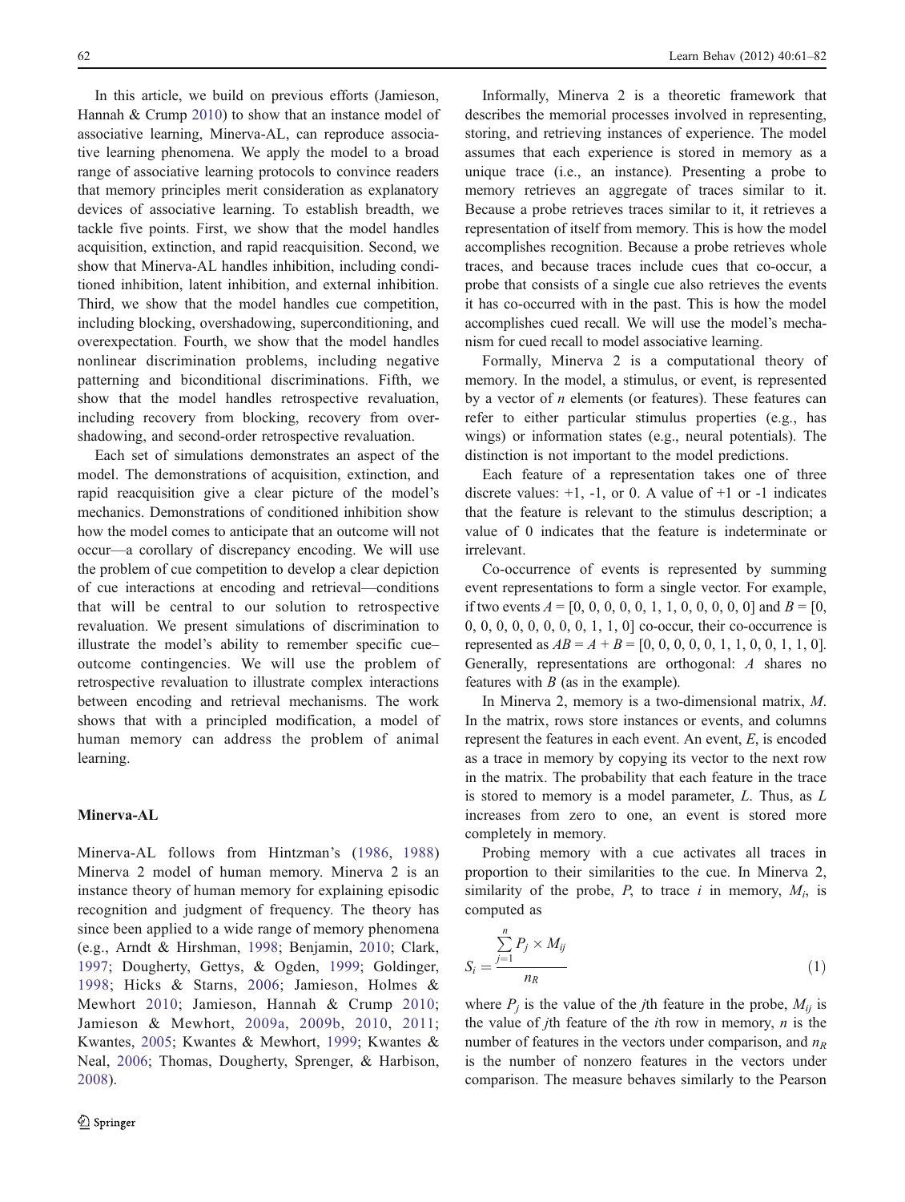In this article, we build on previous efforts (Jamieson, Hannah & Crump 2010) to show that an instance model of associative learning, Minerva-AL, can reproduce associative learning phenomena. We apply the model to a broad range of associative learning protocols to convince readers that memory principles merit consideration as explanatory devices of associative learning. To establish breadth, we tackle five points. First, we show that the model handles acquisition, extinction, and rapid reacquisition. Second, we show that Minerva-AL handles inhibition, including conditioned inhibition, latent inhibition, and external inhibition. Third, we show that the model handles cue competition, including blocking, overshadowing, superconditioning, and overexpectation. Fourth, we show that the model handles nonlinear discrimination problems, including negative patterning and biconditional discriminations. Fifth, we show that the model handles retrospective revaluation, including recovery from blocking, recovery from overshadowing, and second-order retrospective revaluation.

Each set of simulations demonstrates an aspect of the model. The demonstrations of acquisition, extinction, and rapid reacquisition give a clear picture of the model's mechanics. Demonstrations of conditioned inhibition show how the model comes to anticipate that an outcome will not occur—a corollary of discrepancy encoding. We will use the problem of cue competition to develop a clear depiction of cue interactions at encoding and retrieval—conditions that will be central to our solution to retrospective revaluation. We present simulations of discrimination to illustrate the model's ability to remember specific cue–outcome contingencies. We will use the problem of retrospective revaluation to illustrate complex interactions between encoding and retrieval mechanisms. The work shows that with a principled modification, a model of human memory can address the problem of animal learning.

## Minerva-AL

Minerva-AL follows from Hintzman's (1986, 1988) Minerva 2 model of human memory. Minerva 2 is an instance theory of human memory for explaining episodic recognition and judgment of frequency. The theory has since been applied to a wide range of memory phenomena (e.g., Arndt & Hirshman, 1998; Benjamin, 2010; Clark, 1997; Dougherty, Gettys, & Ogden, 1999; Goldinger, 1998; Hicks & Starns, 2006; Jamieson, Holmes & Mewhort 2010; Jamieson, Hannah & Crump 2010; Jamieson & Mewhort, 2009a, 2009b, 2010, 2011; Kwantes, 2005; Kwantes & Mewhort, 1999; Kwantes & Neal, 2006; Thomas, Dougherty, Sprenger, & Harbison, 2008).

Informally, Minerva 2 is a theoretic framework that describes the memorial processes involved in representing, storing, and retrieving instances of experience. The model assumes that each experience is stored in memory as a unique trace (i.e., an instance). Presenting a probe to memory retrieves an aggregate of traces similar to it. Because a probe retrieves traces similar to it, it retrieves a representation of itself from memory. This is how the model accomplishes recognition. Because a probe retrieves whole traces, and because traces include cues that co-occur, a probe that consists of a single cue also retrieves the events it has co-occurred with in the past. This is how the model accomplishes cued recall. We will use the model's mechanism for cued recall to model associative learning.

Formally, Minerva 2 is a computational theory of memory. In the model, a stimulus, or event, is represented by a vector of $n$ elements (or features). These features can refer to either particular stimulus properties (e.g., has wings) or information states (e.g., neural potentials). The distinction is not important to the model predictions.

Each feature of a representation takes one of three discrete values: +1, -1, or 0. A value of +1 or -1 indicates that the feature is relevant to the stimulus description; a value of 0 indicates that the feature is indeterminate or irrelevant.

Co-occurrence of events is represented by summing event representations to form a single vector. For example, if two events $A$ = [0, 0, 0, 0, 0, 1, 1, 0, 0, 0, 0, 0] and $B$ = [0, 0, 0, 0, 0, 0, 0, 0, 0, 1, 1, 0] co-occur, their co-occurrence is represented as $AB = A + B$ = [0, 0, 0, 0, 0, 1, 1, 0, 0, 1, 1, 0]. Generally, representations are orthogonal: $A$ shares no features with $B$ (as in the example).

In Minerva 2, memory is a two-dimensional matrix, $M$. In the matrix, rows store instances or events, and columns represent the features in each event. An event, $E$, is encoded as a trace in memory by copying its vector to the next row in the matrix. The probability that each feature in the trace is stored to memory is a model parameter, $L$. Thus, as $L$ increases from zero to one, an event is stored more completely in memory.

Probing memory with a cue activates all traces in proportion to their similarities to the cue. In Minerva 2, similarity of the probe, $P$, to trace $i$ in memory, $M_i$, is computed as

$$S_i = \frac{\sum_{j=1}^{n} P_j \times M_{ij}}{n_R} \tag{1}$$

where $P_j$ is the value of the $j$th feature in the probe, $M_{ij}$ is the value of $j$th feature of the $i$th row in memory, $n$ is the number of features in the vectors under comparison, and $n_R$ is the number of nonzero features in the vectors under comparison. The measure behaves similarly to the Pearson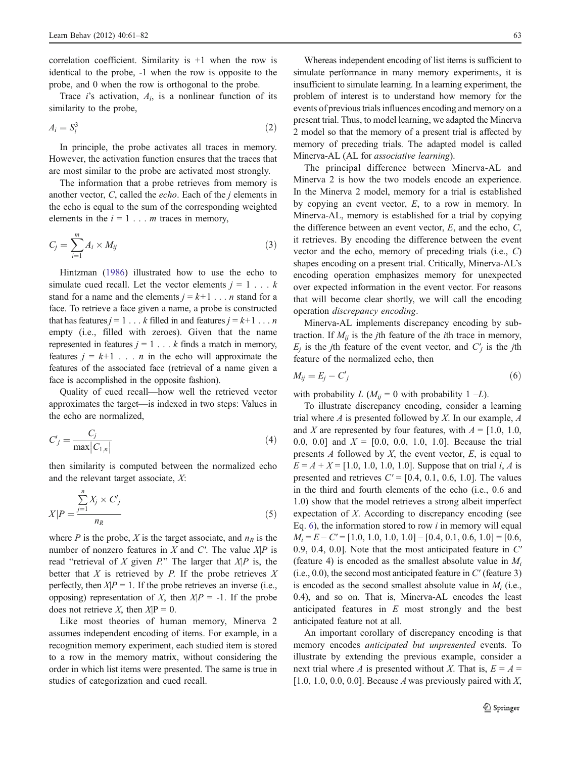correlation coefficient. Similarity is +1 when the row is identical to the probe, -1 when the row is opposite to the probe, and 0 when the row is orthogonal to the probe.

Trace $i$'s activation, $A_i$, is a nonlinear function of its similarity to the probe,

$$A_i = S_i^3 \tag{2}$$

In principle, the probe activates all traces in memory. However, the activation function ensures that the traces that are most similar to the probe are activated most strongly.

The information that a probe retrieves from memory is another vector, $C$, called the *echo*. Each of the $j$ elements in the echo is equal to the sum of the corresponding weighted elements in the $i = 1 \ldots m$ traces in memory,

$$C_j = \sum_{i=1}^{m} A_i \times M_{ij} \tag{3}$$

Hintzman (1986) illustrated how to use the echo to simulate cued recall. Let the vector elements $j = 1 \ldots k$ stand for a name and the elements $j = k{+}1 \ldots n$ stand for a face. To retrieve a face given a name, a probe is constructed that has features $j = 1 \ldots k$ filled in and features $j = k{+}1 \ldots n$ empty (i.e., filled with zeroes). Given that the name represented in features $j = 1 \ldots k$ finds a match in memory, features $j = k{+}1 \ldots n$ in the echo will approximate the features of the associated face (retrieval of a name given a face is accomplished in the opposite fashion).

Quality of cued recall—how well the retrieved vector approximates the target—is indexed in two steps: Values in the echo are normalized,

$$C'_j = \frac{C_j}{\max|C_{1,n}|} \tag{4}$$

then similarity is computed between the normalized echo and the relevant target associate, $X$:

$$X|P = \frac{\sum_{j=1}^{n} X_j \times C'_j}{n_R} \tag{5}$$

where $P$ is the probe, $X$ is the target associate, and $n_R$ is the number of nonzero features in $X$ and $C'$. The value $X|P$ is read "retrieval of $X$ given $P$." The larger that $X|P$ is, the better that $X$ is retrieved by $P$. If the probe retrieves $X$ perfectly, then $X|P = 1$. If the probe retrieves an inverse (i.e., opposing) representation of $X$, then $X|P = -1$. If the probe does not retrieve $X$, then $X|\mathrm{P} = 0$.

Like most theories of human memory, Minerva 2 assumes independent encoding of items. For example, in a recognition memory experiment, each studied item is stored to a row in the memory matrix, without considering the order in which list items were presented. The same is true in studies of categorization and cued recall.

Whereas independent encoding of list items is sufficient to simulate performance in many memory experiments, it is insufficient to simulate learning. In a learning experiment, the problem of interest is to understand how memory for the events of previous trials influences encoding and memory on a present trial. Thus, to model learning, we adapted the Minerva 2 model so that the memory of a present trial is affected by memory of preceding trials. The adapted model is called Minerva-AL (AL for *associative learning*).

The principal difference between Minerva-AL and Minerva 2 is how the two models encode an experience. In the Minerva 2 model, memory for a trial is established by copying an event vector, $E$, to a row in memory. In Minerva-AL, memory is established for a trial by copying the difference between an event vector, $E$, and the echo, $C$, it retrieves. By encoding the difference between the event vector and the echo, memory of preceding trials (i.e., $C$) shapes encoding on a present trial. Critically, Minerva-AL's encoding operation emphasizes memory for unexpected over expected information in the event vector. For reasons that will become clear shortly, we will call the encoding operation *discrepancy encoding*.

Minerva-AL implements discrepancy encoding by subtraction. If $M_{ij}$ is the $j$th feature of the $i$th trace in memory, $E_j$ is the $j$th feature of the event vector, and $C'_j$ is the $j$th feature of the normalized echo, then

$$M_{ij} = E_j - C'_j \tag{6}$$

with probability $L$ ($M_{ij} = 0$ with probability $1 - L$).

To illustrate discrepancy encoding, consider a learning trial where $A$ is presented followed by $X$. In our example, $A$ and $X$ are represented by four features, with $A = [1.0, 1.0, 0.0, 0.0]$ and $X = [0.0, 0.0, 1.0, 1.0]$. Because the trial presents $A$ followed by $X$, the event vector, $E$, is equal to $E = A + X = [1.0, 1.0, 1.0, 1.0]$. Suppose that on trial $i$, $A$ is presented and retrieves $C' = [0.4, 0.1, 0.6, 1.0]$. The values in the third and fourth elements of the echo (i.e., 0.6 and 1.0) show that the model retrieves a strong albeit imperfect expectation of $X$. According to discrepancy encoding (see Eq. 6), the information stored to row $i$ in memory will equal $M_i = E - C' = [1.0, 1.0, 1.0, 1.0] - [0.4, 0.1, 0.6, 1.0] = [0.6, 0.9, 0.4, 0.0]$. Note that the most anticipated feature in $C'$ (feature 4) is encoded as the smallest absolute value in $M_i$ (i.e., 0.0), the second most anticipated feature in $C'$ (feature 3) is encoded as the second smallest absolute value in $M_i$ (i.e., 0.4), and so on. That is, Minerva-AL encodes the least anticipated features in $E$ most strongly and the best anticipated feature not at all.

An important corollary of discrepancy encoding is that memory encodes *anticipated but unpresented* events. To illustrate by extending the previous example, consider a next trial where $A$ is presented without $X$. That is, $E = A = [1.0, 1.0, 0.0, 0.0]$. Because $A$ was previously paired with $X$,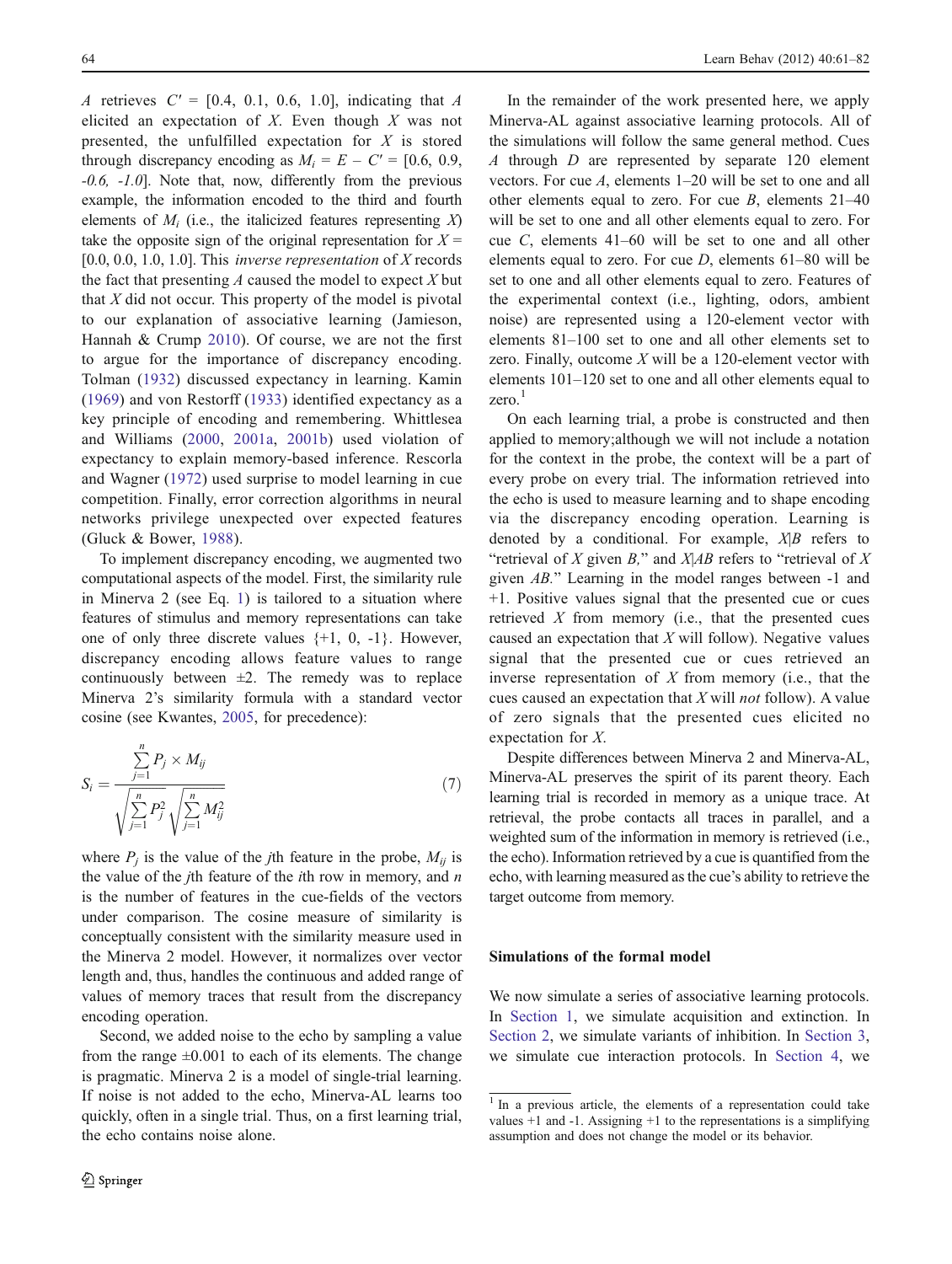*A* retrieves $C' = [0.4, 0.1, 0.6, 1.0]$, indicating that *A* elicited an expectation of *X*. Even though *X* was not presented, the unfulfilled expectation for *X* is stored through discrepancy encoding as $M_i = E - C' = [0.6, 0.9, \textit{-0.6, -1.0}]$. Note that, now, differently from the previous example, the information encoded to the third and fourth elements of $M_i$ (i.e., the italicized features representing *X*) take the opposite sign of the original representation for $X = [0.0, 0.0, 1.0, 1.0]$. This *inverse representation* of *X* records the fact that presenting *A* caused the model to expect *X* but that *X* did not occur. This property of the model is pivotal to our explanation of associative learning (Jamieson, Hannah & Crump 2010). Of course, we are not the first to argue for the importance of discrepancy encoding. Tolman (1932) discussed expectancy in learning. Kamin (1969) and von Restorff (1933) identified expectancy as a key principle of encoding and remembering. Whittlesea and Williams (2000, 2001a, 2001b) used violation of expectancy to explain memory-based inference. Rescorla and Wagner (1972) used surprise to model learning in cue competition. Finally, error correction algorithms in neural networks privilege unexpected over expected features (Gluck & Bower, 1988).

To implement discrepancy encoding, we augmented two computational aspects of the model. First, the similarity rule in Minerva 2 (see Eq. 1) is tailored to a situation where features of stimulus and memory representations can take one of only three discrete values {+1, 0, -1}. However, discrepancy encoding allows feature values to range continuously between ±2. The remedy was to replace Minerva 2's similarity formula with a standard vector cosine (see Kwantes, 2005, for precedence):

$$S_i = \frac{\sum_{j=1}^{n} P_j \times M_{ij}}{\sqrt{\sum_{j=1}^{n} P_j^2}\sqrt{\sum_{j=1}^{n} M_{ij}^2}} \tag{7}$$

where $P_j$ is the value of the *j*th feature in the probe, $M_{ij}$ is the value of the *j*th feature of the *i*th row in memory, and *n* is the number of features in the cue-fields of the vectors under comparison. The cosine measure of similarity is conceptually consistent with the similarity measure used in the Minerva 2 model. However, it normalizes over vector length and, thus, handles the continuous and added range of values of memory traces that result from the discrepancy encoding operation.

Second, we added noise to the echo by sampling a value from the range ±0.001 to each of its elements. The change is pragmatic. Minerva 2 is a model of single-trial learning. If noise is not added to the echo, Minerva-AL learns too quickly, often in a single trial. Thus, on a first learning trial, the echo contains noise alone.

In the remainder of the work presented here, we apply Minerva-AL against associative learning protocols. All of the simulations will follow the same general method. Cues *A* through *D* are represented by separate 120 element vectors. For cue *A*, elements 1–20 will be set to one and all other elements equal to zero. For cue *B*, elements 21–40 will be set to one and all other elements equal to zero. For cue *C*, elements 41–60 will be set to one and all other elements equal to zero. For cue *D*, elements 61–80 will be set to one and all other elements equal to zero. Features of the experimental context (i.e., lighting, odors, ambient noise) are represented using a 120-element vector with elements 81–100 set to one and all other elements set to zero. Finally, outcome *X* will be a 120-element vector with elements 101–120 set to one and all other elements equal to zero.[1]

On each learning trial, a probe is constructed and then applied to memory;although we will not include a notation for the context in the probe, the context will be a part of every probe on every trial. The information retrieved into the echo is used to measure learning and to shape encoding via the discrepancy encoding operation. Learning is denoted by a conditional. For example, *X|B* refers to "retrieval of *X* given *B*," and *X|AB* refers to "retrieval of *X* given *AB*." Learning in the model ranges between -1 and +1. Positive values signal that the presented cue or cues retrieved *X* from memory (i.e., that the presented cues caused an expectation that *X* will follow). Negative values signal that the presented cue or cues retrieved an inverse representation of *X* from memory (i.e., that the cues caused an expectation that *X* will *not* follow). A value of zero signals that the presented cues elicited no expectation for *X*.

Despite differences between Minerva 2 and Minerva-AL, Minerva-AL preserves the spirit of its parent theory. Each learning trial is recorded in memory as a unique trace. At retrieval, the probe contacts all traces in parallel, and a weighted sum of the information in memory is retrieved (i.e., the echo). Information retrieved by a cue is quantified from the echo, with learning measured as the cue's ability to retrieve the target outcome from memory.

## Simulations of the formal model

We now simulate a series of associative learning protocols. In Section 1, we simulate acquisition and extinction. In Section 2, we simulate variants of inhibition. In Section 3, we simulate cue interaction protocols. In Section 4, we

[1] In a previous article, the elements of a representation could take values +1 and -1. Assigning +1 to the representations is a simplifying assumption and does not change the model or its behavior.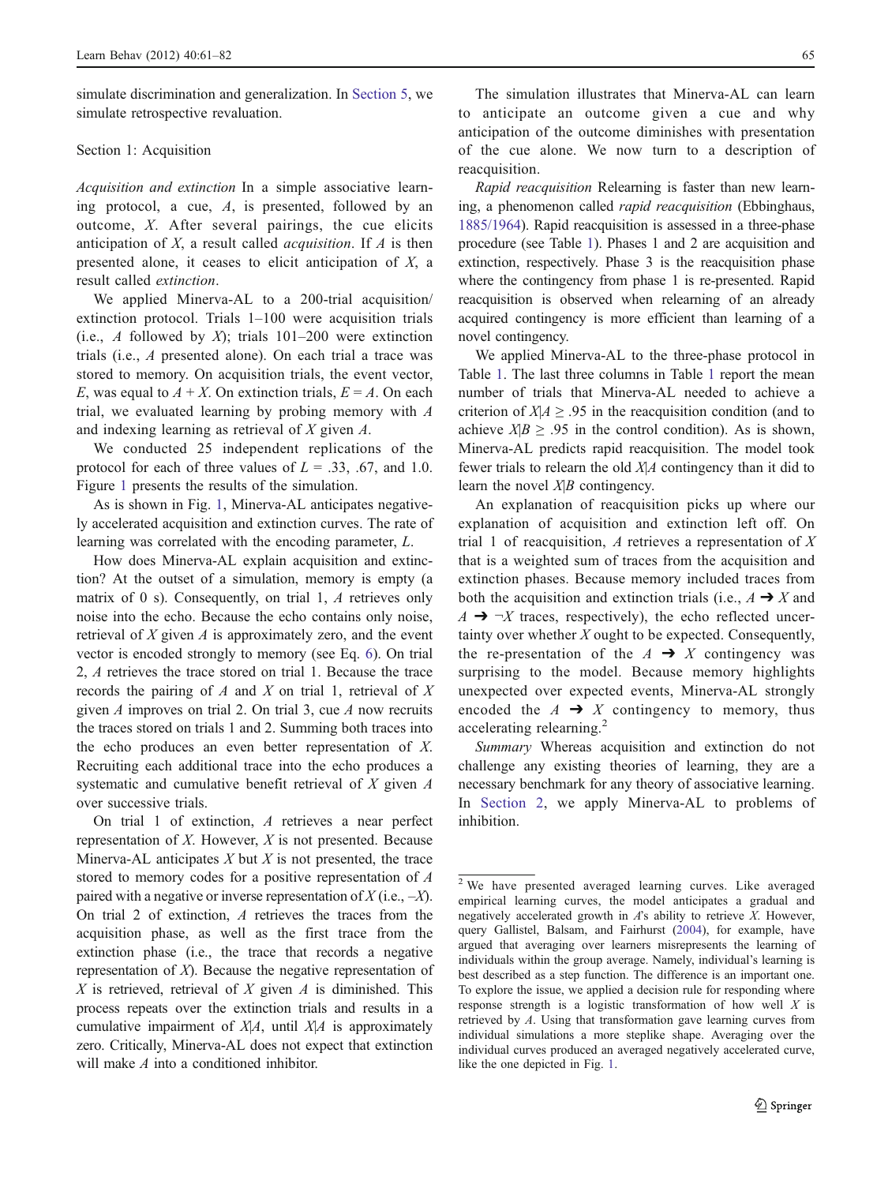simulate discrimination and generalization. In Section 5, we simulate retrospective revaluation.

## Section 1: Acquisition

*Acquisition and extinction* In a simple associative learning protocol, a cue, $A$, is presented, followed by an outcome, $X$. After several pairings, the cue elicits anticipation of $X$, a result called *acquisition*. If $A$ is then presented alone, it ceases to elicit anticipation of $X$, a result called *extinction*.

We applied Minerva-AL to a 200-trial acquisition/extinction protocol. Trials 1–100 were acquisition trials (i.e., $A$ followed by $X$); trials 101–200 were extinction trials (i.e., $A$ presented alone). On each trial a trace was stored to memory. On acquisition trials, the event vector, $E$, was equal to $A + X$. On extinction trials, $E = A$. On each trial, we evaluated learning by probing memory with $A$ and indexing learning as retrieval of $X$ given $A$.

We conducted 25 independent replications of the protocol for each of three values of $L = .33$, $.67$, and $1.0$. Figure 1 presents the results of the simulation.

As is shown in Fig. 1, Minerva-AL anticipates negatively accelerated acquisition and extinction curves. The rate of learning was correlated with the encoding parameter, $L$.

How does Minerva-AL explain acquisition and extinction? At the outset of a simulation, memory is empty (a matrix of 0 s). Consequently, on trial 1, $A$ retrieves only noise into the echo. Because the echo contains only noise, retrieval of $X$ given $A$ is approximately zero, and the event vector is encoded strongly to memory (see Eq. 6). On trial 2, $A$ retrieves the trace stored on trial 1. Because the trace records the pairing of $A$ and $X$ on trial 1, retrieval of $X$ given $A$ improves on trial 2. On trial 3, cue $A$ now recruits the traces stored on trials 1 and 2. Summing both traces into the echo produces an even better representation of $X$. Recruiting each additional trace into the echo produces a systematic and cumulative benefit retrieval of $X$ given $A$ over successive trials.

On trial 1 of extinction, $A$ retrieves a near perfect representation of $X$. However, $X$ is not presented. Because Minerva-AL anticipates $X$ but $X$ is not presented, the trace stored to memory codes for a positive representation of $A$ paired with a negative or inverse representation of $X$ (i.e., $-X$). On trial 2 of extinction, $A$ retrieves the traces from the acquisition phase, as well as the first trace from the extinction phase (i.e., the trace that records a negative representation of $X$). Because the negative representation of $X$ is retrieved, retrieval of $X$ given $A$ is diminished. This process repeats over the extinction trials and results in a cumulative impairment of $X|A$, until $X|A$ is approximately zero. Critically, Minerva-AL does not expect that extinction will make $A$ into a conditioned inhibitor.

The simulation illustrates that Minerva-AL can learn to anticipate an outcome given a cue and why anticipation of the outcome diminishes with presentation of the cue alone. We now turn to a description of reacquisition.

*Rapid reacquisition* Relearning is faster than new learning, a phenomenon called *rapid reacquisition* (Ebbinghaus, 1885/1964). Rapid reacquisition is assessed in a three-phase procedure (see Table 1). Phases 1 and 2 are acquisition and extinction, respectively. Phase 3 is the reacquisition phase where the contingency from phase 1 is re-presented. Rapid reacquisition is observed when relearning of an already acquired contingency is more efficient than learning of a novel contingency.

We applied Minerva-AL to the three-phase protocol in Table 1. The last three columns in Table 1 report the mean number of trials that Minerva-AL needed to achieve a criterion of $X|A \geq .95$ in the reacquisition condition (and to achieve $X|B \geq .95$ in the control condition). As is shown, Minerva-AL predicts rapid reacquisition. The model took fewer trials to relearn the old $X|A$ contingency than it did to learn the novel $X|B$ contingency.

An explanation of reacquisition picks up where our explanation of acquisition and extinction left off. On trial 1 of reacquisition, $A$ retrieves a representation of $X$ that is a weighted sum of traces from the acquisition and extinction phases. Because memory included traces from both the acquisition and extinction trials (i.e., $A \rightarrow X$ and $A \rightarrow \neg X$ traces, respectively), the echo reflected uncertainty over whether $X$ ought to be expected. Consequently, the re-presentation of the $A \rightarrow X$ contingency was surprising to the model. Because memory highlights unexpected over expected events, Minerva-AL strongly encoded the $A \rightarrow X$ contingency to memory, thus accelerating relearning.[2]

*Summary* Whereas acquisition and extinction do not challenge any existing theories of learning, they are a necessary benchmark for any theory of associative learning. In Section 2, we apply Minerva-AL to problems of inhibition.

---

[2] We have presented averaged learning curves. Like averaged empirical learning curves, the model anticipates a gradual and negatively accelerated growth in $A$'s ability to retrieve $X$. However, query Gallistel, Balsam, and Fairhurst (2004), for example, have argued that averaging over learners misrepresents the learning of individuals within the group average. Namely, individual's learning is best described as a step function. The difference is an important one. To explore the issue, we applied a decision rule for responding where response strength is a logistic transformation of how well $X$ is retrieved by $A$. Using that transformation gave learning curves from individual simulations a more steplike shape. Averaging over the individual curves produced an averaged negatively accelerated curve, like the one depicted in Fig. 1.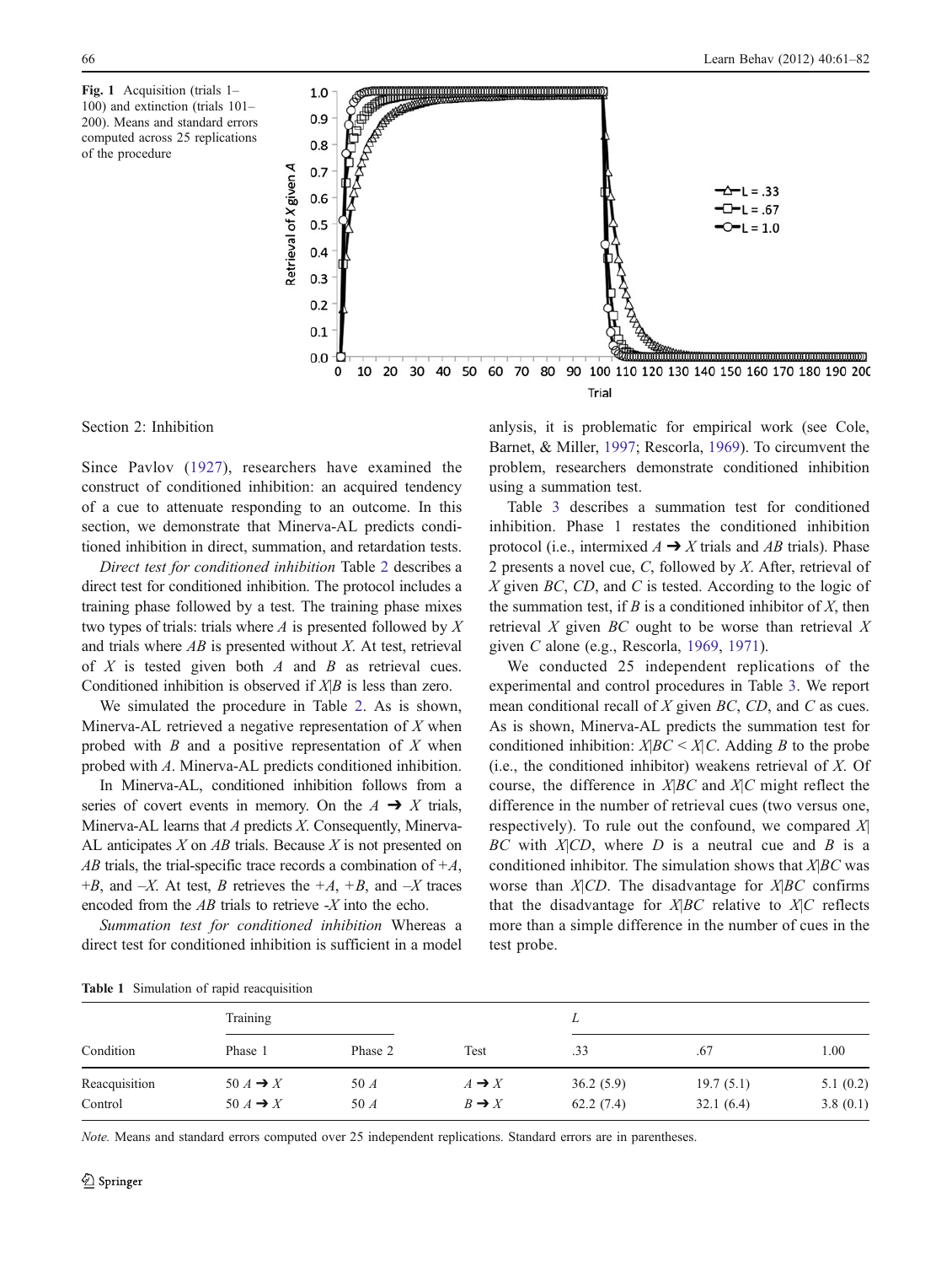**Fig. 1** Acquisition (trials 1–100) and extinction (trials 101–200). Means and standard errors computed across 25 replications of the procedure

## Section 2: Inhibition

Since Pavlov (1927), researchers have examined the construct of conditioned inhibition: an acquired tendency of a cue to attenuate responding to an outcome. In this section, we demonstrate that Minerva-AL predicts conditioned inhibition in direct, summation, and retardation tests.

*Direct test for conditioned inhibition* Table 2 describes a direct test for conditioned inhibition. The protocol includes a training phase followed by a test. The training phase mixes two types of trials: trials where *A* is presented followed by *X* and trials where *AB* is presented without *X*. At test, retrieval of *X* is tested given both *A* and *B* as retrieval cues. Conditioned inhibition is observed if $X|B$ is less than zero.

We simulated the procedure in Table 2. As is shown, Minerva-AL retrieved a negative representation of *X* when probed with *B* and a positive representation of *X* when probed with *A*. Minerva-AL predicts conditioned inhibition.

In Minerva-AL, conditioned inhibition follows from a series of covert events in memory. On the $A \rightarrow X$ trials, Minerva-AL learns that *A* predicts *X*. Consequently, Minerva-AL anticipates *X* on *AB* trials. Because *X* is not presented on *AB* trials, the trial-specific trace records a combination of $+A$, $+B$, and $-X$. At test, *B* retrieves the $+A$, $+B$, and $-X$ traces encoded from the *AB* trials to retrieve $-X$ into the echo.

*Summation test for conditioned inhibition* Whereas a direct test for conditioned inhibition is sufficient in a model anlysis, it is problematic for empirical work (see Cole, Barnet, & Miller, 1997; Rescorla, 1969). To circumvent the problem, researchers demonstrate conditioned inhibition using a summation test.

Table 3 describes a summation test for conditioned inhibition. Phase 1 restates the conditioned inhibition protocol (i.e., intermixed $A \rightarrow X$ trials and *AB* trials). Phase 2 presents a novel cue, *C*, followed by *X*. After, retrieval of *X* given *BC*, *CD*, and *C* is tested. According to the logic of the summation test, if *B* is a conditioned inhibitor of *X*, then retrieval *X* given *BC* ought to be worse than retrieval *X* given *C* alone (e.g., Rescorla, 1969, 1971).

We conducted 25 independent replications of the experimental and control procedures in Table 3. We report mean conditional recall of *X* given *BC*, *CD*, and *C* as cues. As is shown, Minerva-AL predicts the summation test for conditioned inhibition: $X|BC < X|C$. Adding *B* to the probe (i.e., the conditioned inhibitor) weakens retrieval of *X*. Of course, the difference in $X|BC$ and $X|C$ might reflect the difference in the number of retrieval cues (two versus one, respectively). To rule out the confound, we compared $X|BC$ with $X|CD$, where *D* is a neutral cue and *B* is a conditioned inhibitor. The simulation shows that $X|BC$ was worse than $X|CD$. The disadvantage for $X|BC$ confirms that the disadvantage for $X|BC$ relative to $X|C$ reflects more than a simple difference in the number of cues in the test probe.

**Table 1** Simulation of rapid reacquisition

| Condition | Training | | Test | *L* | | |
|---|---|---|---|---|---|---|
| | Phase 1 | Phase 2 | | .33 | .67 | 1.00 |
| Reacquisition | 50 $A \rightarrow X$ | 50 *A* | $A \rightarrow X$ | 36.2 (5.9) | 19.7 (5.1) | 5.1 (0.2) |
| Control | 50 $A \rightarrow X$ | 50 *A* | $B \rightarrow X$ | 62.2 (7.4) | 32.1 (6.4) | 3.8 (0.1) |

*Note.* Means and standard errors computed over 25 independent replications. Standard errors are in parentheses.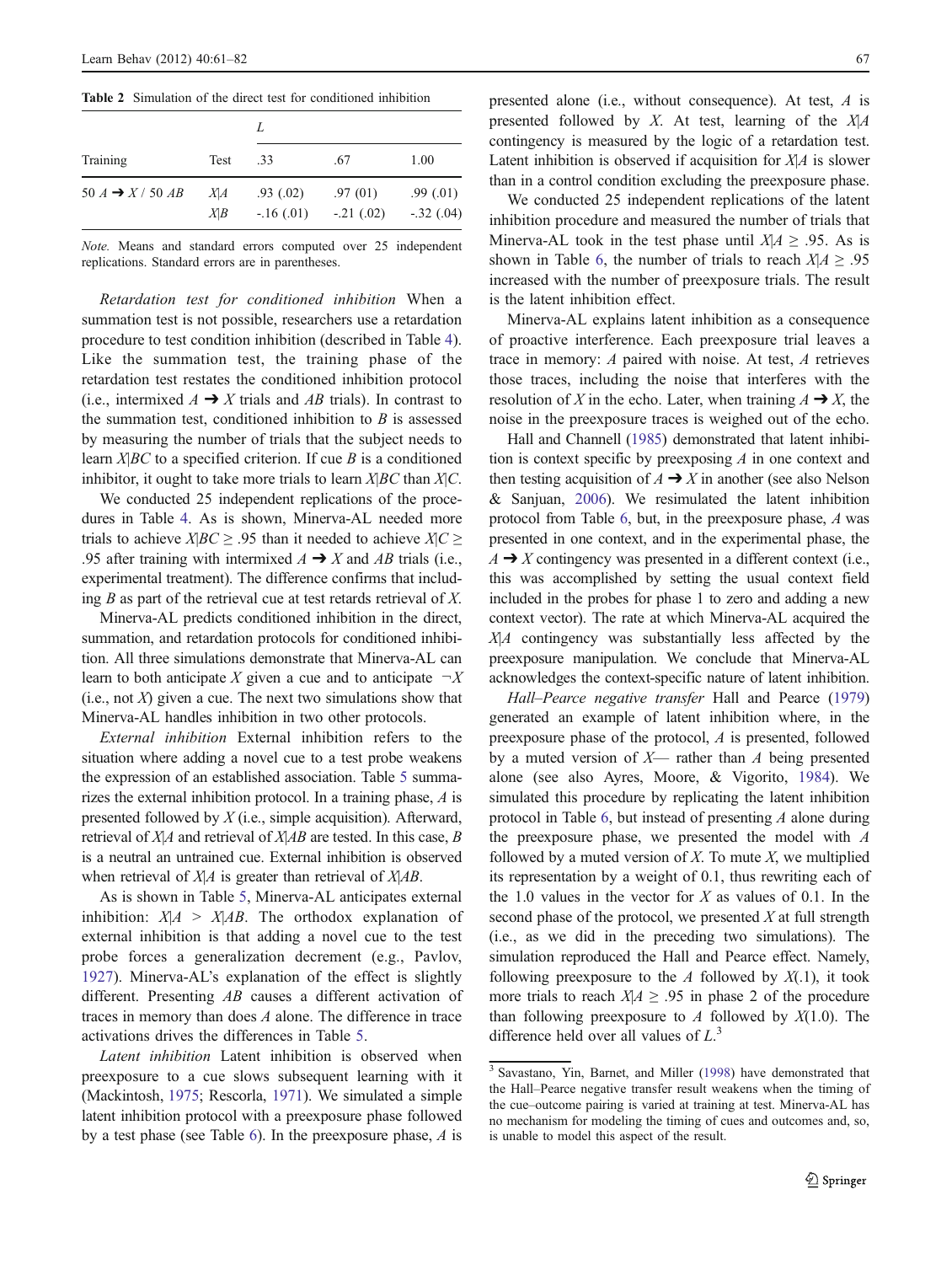**Table 2** Simulation of the direct test for conditioned inhibition

| | | $L$ | | |
|---|---|---|---|---|
| Training | Test | .33 | .67 | 1.00 |
| 50 $A \rightarrow X$ / 50 $AB$ | $X\|A$ | .93 (.02) | .97 (01) | .99 (.01) |
| | $X\|B$ | -.16 (.01) | -.21 (.02) | -.32 (.04) |

*Note.* Means and standard errors computed over 25 independent replications. Standard errors are in parentheses.

*Retardation test for conditioned inhibition* When a summation test is not possible, researchers use a retardation procedure to test condition inhibition (described in Table 4). Like the summation test, the training phase of the retardation test restates the conditioned inhibition protocol (i.e., intermixed $A \rightarrow X$ trials and $AB$ trials). In contrast to the summation test, conditioned inhibition to $B$ is assessed by measuring the number of trials that the subject needs to learn $X|BC$ to a specified criterion. If cue $B$ is a conditioned inhibitor, it ought to take more trials to learn $X|BC$ than $X|C$.

We conducted 25 independent replications of the procedures in Table 4. As is shown, Minerva-AL needed more trials to achieve $X|BC \geq .95$ than it needed to achieve $X|C \geq .95$ after training with intermixed $A \rightarrow X$ and $AB$ trials (i.e., experimental treatment). The difference confirms that including $B$ as part of the retrieval cue at test retards retrieval of $X$.

Minerva-AL predicts conditioned inhibition in the direct, summation, and retardation protocols for conditioned inhibition. All three simulations demonstrate that Minerva-AL can learn to both anticipate $X$ given a cue and to anticipate $\neg X$ (i.e., not $X$) given a cue. The next two simulations show that Minerva-AL handles inhibition in two other protocols.

*External inhibition* External inhibition refers to the situation where adding a novel cue to a test probe weakens the expression of an established association. Table 5 summarizes the external inhibition protocol. In a training phase, $A$ is presented followed by $X$ (i.e., simple acquisition). Afterward, retrieval of $X|A$ and retrieval of $X|AB$ are tested. In this case, $B$ is a neutral an untrained cue. External inhibition is observed when retrieval of $X|A$ is greater than retrieval of $X|AB$.

As is shown in Table 5, Minerva-AL anticipates external inhibition: $X|A > X|AB$. The orthodox explanation of external inhibition is that adding a novel cue to the test probe forces a generalization decrement (e.g., Pavlov, 1927). Minerva-AL's explanation of the effect is slightly different. Presenting $AB$ causes a different activation of traces in memory than does $A$ alone. The difference in trace activations drives the differences in Table 5.

*Latent inhibition* Latent inhibition is observed when preexposure to a cue slows subsequent learning with it (Mackintosh, 1975; Rescorla, 1971). We simulated a simple latent inhibition protocol with a preexposure phase followed by a test phase (see Table 6). In the preexposure phase, $A$ is presented alone (i.e., without consequence). At test, $A$ is presented followed by $X$. At test, learning of the $X|A$ contingency is measured by the logic of a retardation test. Latent inhibition is observed if acquisition for $X|A$ is slower than in a control condition excluding the preexposure phase.

We conducted 25 independent replications of the latent inhibition procedure and measured the number of trials that Minerva-AL took in the test phase until $X|A \geq .95$. As is shown in Table 6, the number of trials to reach $X|A \geq .95$ increased with the number of preexposure trials. The result is the latent inhibition effect.

Minerva-AL explains latent inhibition as a consequence of proactive interference. Each preexposure trial leaves a trace in memory: $A$ paired with noise. At test, $A$ retrieves those traces, including the noise that interferes with the resolution of $X$ in the echo. Later, when training $A \rightarrow X$, the noise in the preexposure traces is weighed out of the echo.

Hall and Channell (1985) demonstrated that latent inhibition is context specific by preexposing $A$ in one context and then testing acquisition of $A \rightarrow X$ in another (see also Nelson & Sanjuan, 2006). We resimulated the latent inhibition protocol from Table 6, but, in the preexposure phase, $A$ was presented in one context, and in the experimental phase, the $A \rightarrow X$ contingency was presented in a different context (i.e., this was accomplished by setting the usual context field included in the probes for phase 1 to zero and adding a new context vector). The rate at which Minerva-AL acquired the $X|A$ contingency was substantially less affected by the preexposure manipulation. We conclude that Minerva-AL acknowledges the context-specific nature of latent inhibition.

*Hall–Pearce negative transfer* Hall and Pearce (1979) generated an example of latent inhibition where, in the preexposure phase of the protocol, $A$ is presented, followed by a muted version of $X$— rather than $A$ being presented alone (see also Ayres, Moore, & Vigorito, 1984). We simulated this procedure by replicating the latent inhibition protocol in Table 6, but instead of presenting $A$ alone during the preexposure phase, we presented the model with $A$ followed by a muted version of $X$. To mute $X$, we multiplied its representation by a weight of 0.1, thus rewriting each of the 1.0 values in the vector for $X$ as values of 0.1. In the second phase of the protocol, we presented $X$ at full strength (i.e., as we did in the preceding two simulations). The simulation reproduced the Hall and Pearce effect. Namely, following preexposure to the $A$ followed by $X$(.1), it took more trials to reach $X|A \geq .95$ in phase 2 of the procedure than following preexposure to $A$ followed by $X$(1.0). The difference held over all values of $L$.[3]

[3] Savastano, Yin, Barnet, and Miller (1998) have demonstrated that the Hall–Pearce negative transfer result weakens when the timing of the cue–outcome pairing is varied at training at test. Minerva-AL has no mechanism for modeling the timing of cues and outcomes and, so, is unable to model this aspect of the result.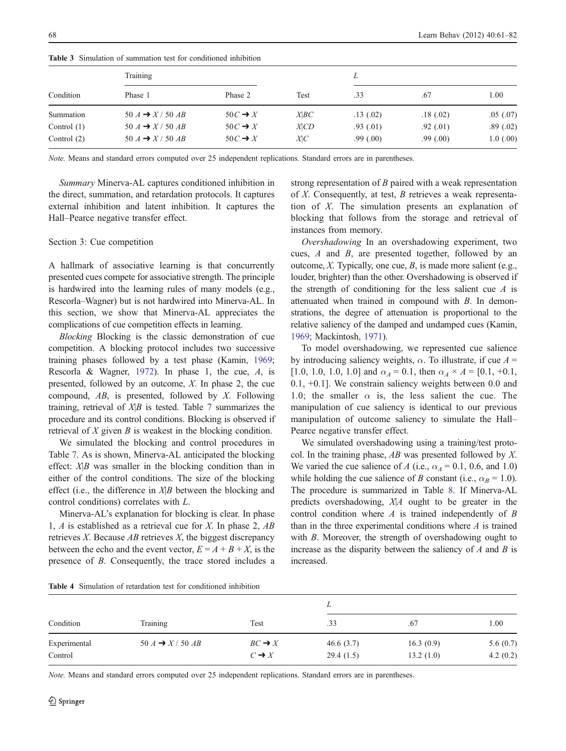**Table 3** Simulation of summation test for conditioned inhibition

| Condition | Training | | Test | $L$ | | |
|---|---|---|---|---|---|---|
| | Phase 1 | Phase 2 | | .33 | .67 | 1.00 |
| Summation | 50 $A \rightarrow X$ / 50 $AB$ | 50$C \rightarrow X$ | $X\|BC$ | .13 (.02) | .18 (.02) | .05 (.07) |
| Control (1) | 50 $A \rightarrow X$ / 50 $AB$ | 50$C \rightarrow X$ | $X\|CD$ | .93 (.01) | .92 (.01) | .89 (.02) |
| Control (2) | 50 $A \rightarrow X$ / 50 $AB$ | 50$C \rightarrow X$ | $X\|C$ | .99 (.00) | .99 (.00) | 1.0 (.00) |

*Note.* Means and standard errors computed over 25 independent replications. Standard errors are in parentheses.

*Summary* Minerva-AL captures conditioned inhibition in the direct, summation, and retardation protocols. It captures external inhibition and latent inhibition. It captures the Hall–Pearce negative transfer effect.

## Section 3: Cue competition

A hallmark of associative learning is that concurrently presented cues compete for associative strength. The principle is hardwired into the learning rules of many models (e.g., Rescorla–Wagner) but is not hardwired into Minerva-AL. In this section, we show that Minerva-AL appreciates the complications of cue competition effects in learning.

*Blocking* Blocking is the classic demonstration of cue competition. A blocking protocol includes two successive training phases followed by a test phase (Kamin, 1969; Rescorla & Wagner, 1972). In phase 1, the cue, $A$, is presented, followed by an outcome, $X$. In phase 2, the cue compound, $AB$, is presented, followed by $X$. Following training, retrieval of $X|B$ is tested. Table 7 summarizes the procedure and its control conditions. Blocking is observed if retrieval of $X$ given $B$ is weakest in the blocking condition.

We simulated the blocking and control procedures in Table 7. As is shown, Minerva-AL anticipated the blocking effect: $X|B$ was smaller in the blocking condition than in either of the control conditions. The size of the blocking effect (i.e., the difference in $X|B$ between the blocking and control conditions) correlates with $L$.

Minerva-AL's explanation for blocking is clear. In phase 1, $A$ is established as a retrieval cue for $X$. In phase 2, $AB$ retrieves $X$. Because $AB$ retrieves $X$, the biggest discrepancy between the echo and the event vector, $E = A + B + X$, is the presence of $B$. Consequently, the trace stored includes a strong representation of $B$ paired with a weak representation of $X$. Consequently, at test, $B$ retrieves a weak representation of $X$. The simulation presents an explanation of blocking that follows from the storage and retrieval of instances from memory.

*Overshadowing* In an overshadowing experiment, two cues, $A$ and $B$, are presented together, followed by an outcome, $X$. Typically, one cue, $B$, is made more salient (e.g., louder, brighter) than the other. Overshadowing is observed if the strength of conditioning for the less salient cue $A$ is attenuated when trained in compound with $B$. In demonstrations, the degree of attenuation is proportional to the relative saliency of the damped and undamped cues (Kamin, 1969; Mackintosh, 1971).

To model overshadowing, we represented cue salience by introducing saliency weights, $\alpha$. To illustrate, if cue $A$ = [1.0, 1.0, 1.0, 1.0] and $\alpha_A = 0.1$, then $\alpha_A \times A$ = [0.1, +0.1, 0.1, +0.1]. We constrain saliency weights between 0.0 and 1.0; the smaller $\alpha$ is, the less salient the cue. The manipulation of cue saliency is identical to our previous manipulation of outcome saliency to simulate the Hall–Pearce negative transfer effect.

We simulated overshadowing using a training/test protocol. In the training phase, $AB$ was presented followed by $X$. We varied the cue salience of $A$ (i.e., $\alpha_A$ = 0.1, 0.6, and 1.0) while holding the cue salience of $B$ constant (i.e., $\alpha_B$ = 1.0). The procedure is summarized in Table 8. If Minerva-AL predicts overshadowing, $X|A$ ought to be greater in the control condition where $A$ is trained independently of $B$ than in the three experimental conditions where $A$ is trained with $B$. Moreover, the strength of overshadowing ought to increase as the disparity between the saliency of $A$ and $B$ is increased.

**Table 4** Simulation of retardation test for conditioned inhibition

| Condition | Training | Test | $L$ | | |
|---|---|---|---|---|---|
| | | | .33 | .67 | 1.00 |
| Experimental | 50 $A \rightarrow X$ / 50 $AB$ | $BC \rightarrow X$ | 46.6 (3.7) | 16.3 (0.9) | 5.6 (0.7) |
| Control | | $C \rightarrow X$ | 29.4 (1.5) | 13.2 (1.0) | 4.2 (0.2) |

*Note.* Means and standard errors computed over 25 independent replications. Standard errors are in parentheses.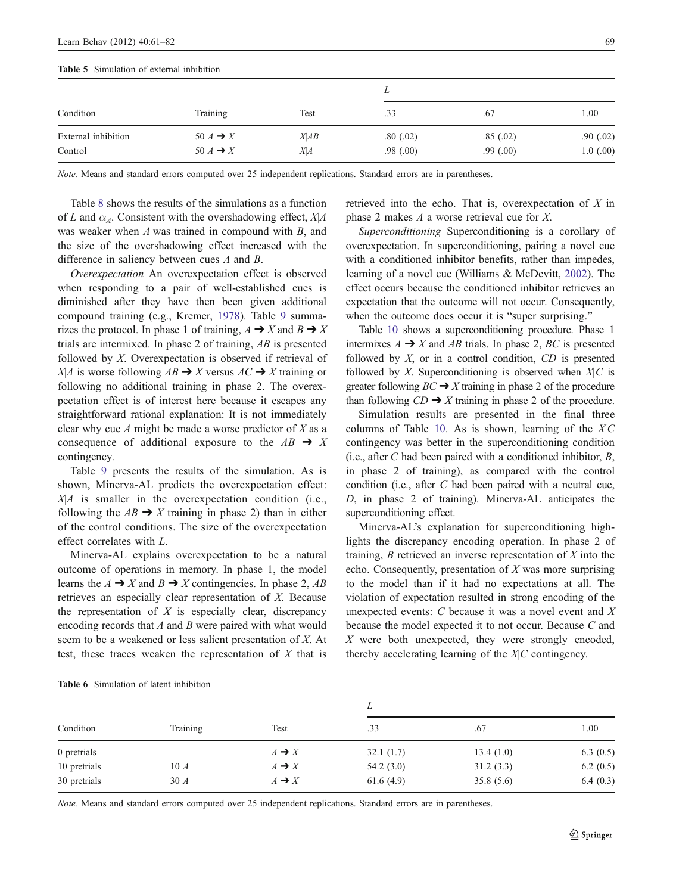Table 5 Simulation of external inhibition

| Condition | Training | Test | *L* | | |
|---|---|---|---|---|---|
| | | | .33 | .67 | 1.00 |
| External inhibition | 50 *A* ➔ *X* | *X*\|*AB* | .80 (.02) | .85 (.02) | .90 (.02) |
| Control | 50 *A* ➔ *X* | *X*\|*A* | .98 (.00) | .99 (.00) | 1.0 (.00) |

*Note.* Means and standard errors computed over 25 independent replications. Standard errors are in parentheses.

Table 8 shows the results of the simulations as a function of *L* and $\alpha_A$. Consistent with the overshadowing effect, *X*|*A* was weaker when *A* was trained in compound with *B*, and the size of the overshadowing effect increased with the difference in saliency between cues *A* and *B*.

*Overexpectation* An overexpectation effect is observed when responding to a pair of well-established cues is diminished after they have then been given additional compound training (e.g., Kremer, 1978). Table 9 summarizes the protocol. In phase 1 of training, *A* ➔ *X* and *B* ➔ *X* trials are intermixed. In phase 2 of training, *AB* is presented followed by *X*. Overexpectation is observed if retrieval of *X*|*A* is worse following *AB* ➔ *X* versus *AC* ➔ *X* training or following no additional training in phase 2. The overexpectation effect is of interest here because it escapes any straightforward rational explanation: It is not immediately clear why cue *A* might be made a worse predictor of *X* as a consequence of additional exposure to the *AB* ➔ *X* contingency.

Table 9 presents the results of the simulation. As is shown, Minerva-AL predicts the overexpectation effect: *X*|*A* is smaller in the overexpectation condition (i.e., following the *AB* ➔ *X* training in phase 2) than in either of the control conditions. The size of the overexpectation effect correlates with *L*.

Minerva-AL explains overexpectation to be a natural outcome of operations in memory. In phase 1, the model learns the *A* ➔ *X* and *B* ➔ *X* contingencies. In phase 2, *AB* retrieves an especially clear representation of *X*. Because the representation of *X* is especially clear, discrepancy encoding records that *A* and *B* were paired with what would seem to be a weakened or less salient presentation of *X*. At test, these traces weaken the representation of *X* that is retrieved into the echo. That is, overexpectation of *X* in phase 2 makes *A* a worse retrieval cue for *X*.

*Superconditioning* Superconditioning is a corollary of overexpectation. In superconditioning, pairing a novel cue with a conditioned inhibitor benefits, rather than impedes, learning of a novel cue (Williams & McDevitt, 2002). The effect occurs because the conditioned inhibitor retrieves an expectation that the outcome will not occur. Consequently, when the outcome does occur it is "super surprising."

Table 10 shows a superconditioning procedure. Phase 1 intermixes *A* ➔ *X* and *AB* trials. In phase 2, *BC* is presented followed by *X*, or in a control condition, *CD* is presented followed by *X*. Superconditioning is observed when *X*|*C* is greater following *BC* ➔ *X* training in phase 2 of the procedure than following *CD* ➔ *X* training in phase 2 of the procedure.

Simulation results are presented in the final three columns of Table 10. As is shown, learning of the *X*|*C* contingency was better in the superconditioning condition (i.e., after *C* had been paired with a conditioned inhibitor, *B*, in phase 2 of training), as compared with the control condition (i.e., after *C* had been paired with a neutral cue, *D*, in phase 2 of training). Minerva-AL anticipates the superconditioning effect.

Minerva-AL's explanation for superconditioning highlights the discrepancy encoding operation. In phase 2 of training, *B* retrieved an inverse representation of *X* into the echo. Consequently, presentation of *X* was more surprising to the model than if it had no expectations at all. The violation of expectation resulted in strong encoding of the unexpected events: *C* because it was a novel event and *X* because the model expected it to not occur. Because *C* and *X* were both unexpected, they were strongly encoded, thereby accelerating learning of the *X*|*C* contingency.

Table 6 Simulation of latent inhibition

| Condition | Training | Test | *L* | | |
|---|---|---|---|---|---|
| | | | .33 | .67 | 1.00 |
| 0 pretrials | | *A* ➔ *X* | 32.1 (1.7) | 13.4 (1.0) | 6.3 (0.5) |
| 10 pretrials | 10 *A* | *A* ➔ *X* | 54.2 (3.0) | 31.2 (3.3) | 6.2 (0.5) |
| 30 pretrials | 30 *A* | *A* ➔ *X* | 61.6 (4.9) | 35.8 (5.6) | 6.4 (0.3) |

*Note.* Means and standard errors computed over 25 independent replications. Standard errors are in parentheses.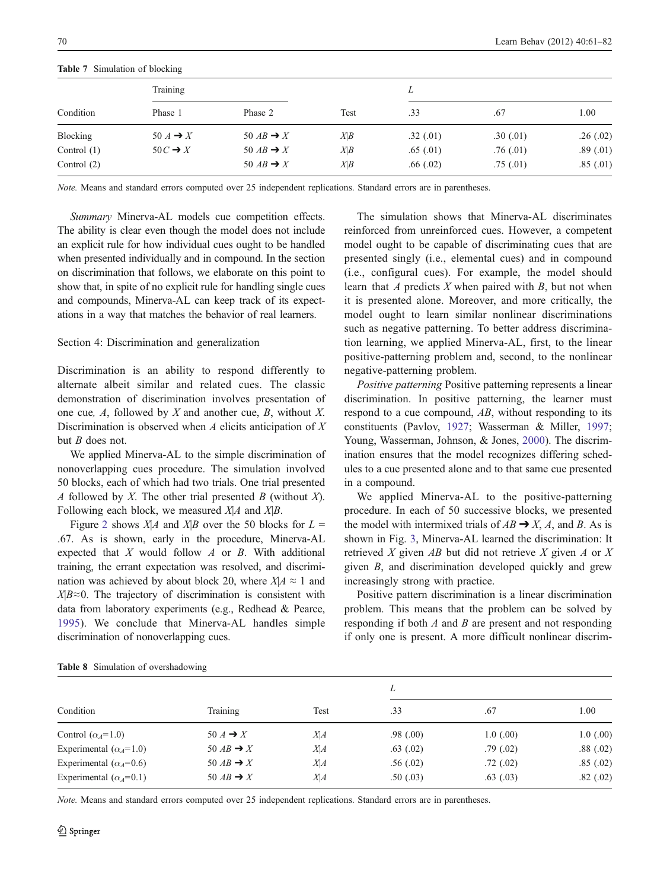**Table 7** Simulation of blocking

| Condition | Training | | Test | $L$ | | |
|---|---|---|---|---|---|---|
| | Phase 1 | Phase 2 | | .33 | .67 | 1.00 |
| Blocking | 50 $A \rightarrow X$ | 50 $AB \rightarrow X$ | $X\|B$ | .32 (.01) | .30 (.01) | .26 (.02) |
| Control (1) | 50 $C \rightarrow X$ | 50 $AB \rightarrow X$ | $X\|B$ | .65 (.01) | .76 (.01) | .89 (.01) |
| Control (2) | | 50 $AB \rightarrow X$ | $X\|B$ | .66 (.02) | .75 (.01) | .85 (.01) |

*Note.* Means and standard errors computed over 25 independent replications. Standard errors are in parentheses.

*Summary* Minerva-AL models cue competition effects. The ability is clear even though the model does not include an explicit rule for how individual cues ought to be handled when presented individually and in compound. In the section on discrimination that follows, we elaborate on this point to show that, in spite of no explicit rule for handling single cues and compounds, Minerva-AL can keep track of its expectations in a way that matches the behavior of real learners.

## Section 4: Discrimination and generalization

Discrimination is an ability to respond differently to alternate albeit similar and related cues. The classic demonstration of discrimination involves presentation of one cue, $A$, followed by $X$ and another cue, $B$, without $X$. Discrimination is observed when $A$ elicits anticipation of $X$ but $B$ does not.

We applied Minerva-AL to the simple discrimination of nonoverlapping cues procedure. The simulation involved 50 blocks, each of which had two trials. One trial presented $A$ followed by $X$. The other trial presented $B$ (without $X$). Following each block, we measured $X|A$ and $X|B$.

Figure 2 shows $X|A$ and $X|B$ over the 50 blocks for $L$ = .67. As is shown, early in the procedure, Minerva-AL expected that $X$ would follow $A$ or $B$. With additional training, the errant expectation was resolved, and discrimination was achieved by about block 20, where $X|A \approx 1$ and $X|B \approx 0$. The trajectory of discrimination is consistent with data from laboratory experiments (e.g., Redhead & Pearce, 1995). We conclude that Minerva-AL handles simple discrimination of nonoverlapping cues.

The simulation shows that Minerva-AL discriminates reinforced from unreinforced cues. However, a competent model ought to be capable of discriminating cues that are presented singly (i.e., elemental cues) and in compound (i.e., configural cues). For example, the model should learn that $A$ predicts $X$ when paired with $B$, but not when it is presented alone. Moreover, and more critically, the model ought to learn similar nonlinear discriminations such as negative patterning. To better address discrimination learning, we applied Minerva-AL, first, to the linear positive-patterning problem and, second, to the nonlinear negative-patterning problem.

*Positive patterning* Positive patterning represents a linear discrimination. In positive patterning, the learner must respond to a cue compound, $AB$, without responding to its constituents (Pavlov, 1927; Wasserman & Miller, 1997; Young, Wasserman, Johnson, & Jones, 2000). The discrimination ensures that the model recognizes differing schedules to a cue presented alone and to that same cue presented in a compound.

We applied Minerva-AL to the positive-patterning procedure. In each of 50 successive blocks, we presented the model with intermixed trials of $AB \rightarrow X$, $A$, and $B$. As is shown in Fig. 3, Minerva-AL learned the discrimination: It retrieved $X$ given $AB$ but did not retrieve $X$ given $A$ or $X$ given $B$, and discrimination developed quickly and grew increasingly strong with practice.

Positive pattern discrimination is a linear discrimination problem. This means that the problem can be solved by responding if both $A$ and $B$ are present and not responding if only one is present. A more difficult nonlinear discrim-

**Table 8** Simulation of overshadowing

| Condition | Training | Test | $L$ | | |
|---|---|---|---|---|---|
| | | | .33 | .67 | 1.00 |
| Control ($\alpha_A$=1.0) | 50 $A \rightarrow X$ | $X\|A$ | .98 (.00) | 1.0 (.00) | 1.0 (.00) |
| Experimental ($\alpha_A$=1.0) | 50 $AB \rightarrow X$ | $X\|A$ | .63 (.02) | .79 (.02) | .88 (.02) |
| Experimental ($\alpha_A$=0.6) | 50 $AB \rightarrow X$ | $X\|A$ | .56 (.02) | .72 (.02) | .85 (.02) |
| Experimental ($\alpha_A$=0.1) | 50 $AB \rightarrow X$ | $X\|A$ | .50 (.03) | .63 (.03) | .82 (.02) |

*Note.* Means and standard errors computed over 25 independent replications. Standard errors are in parentheses.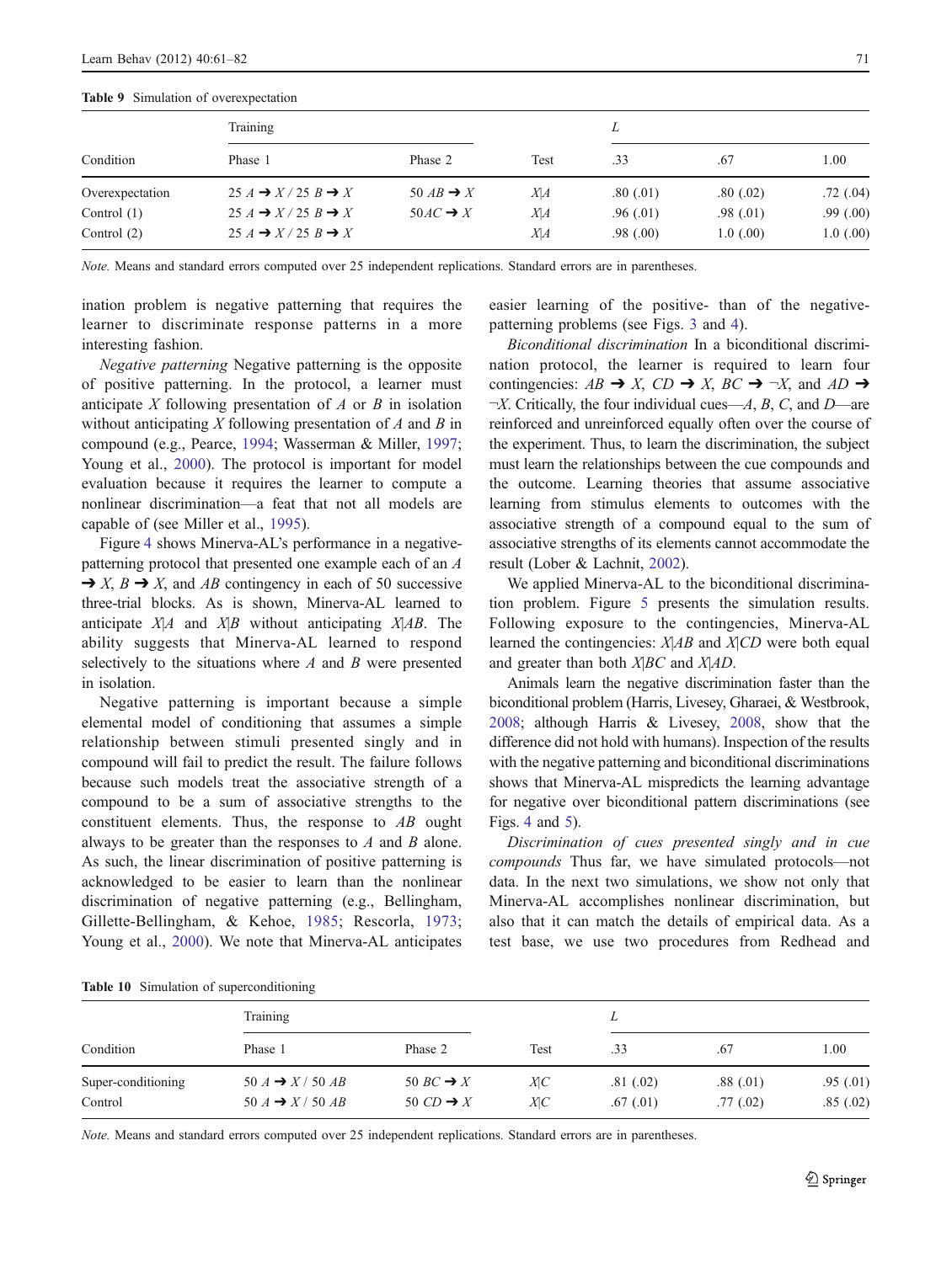Table 9 Simulation of overexpectation

| Condition | Training | | Test | $L$ | | |
|---|---|---|---|---|---|---|
| | Phase 1 | Phase 2 | | .33 | .67 | 1.00 |
| Overexpectation | 25 $A \rightarrow X$ / 25 $B \rightarrow X$ | 50 $AB \rightarrow X$ | $X\|A$ | .80 (.01) | .80 (.02) | .72 (.04) |
| Control (1) | 25 $A \rightarrow X$ / 25 $B \rightarrow X$ | 50 $AC \rightarrow X$ | $X\|A$ | .96 (.01) | .98 (.01) | .99 (.00) |
| Control (2) | 25 $A \rightarrow X$ / 25 $B \rightarrow X$ | | $X\|A$ | .98 (.00) | 1.0 (.00) | 1.0 (.00) |

*Note.* Means and standard errors computed over 25 independent replications. Standard errors are in parentheses.

ination problem is negative patterning that requires the learner to discriminate response patterns in a more interesting fashion.

*Negative patterning* Negative patterning is the opposite of positive patterning. In the protocol, a learner must anticipate $X$ following presentation of $A$ or $B$ in isolation without anticipating $X$ following presentation of $A$ and $B$ in compound (e.g., Pearce, 1994; Wasserman & Miller, 1997; Young et al., 2000). The protocol is important for model evaluation because it requires the learner to compute a nonlinear discrimination—a feat that not all models are capable of (see Miller et al., 1995).

Figure 4 shows Minerva-AL's performance in a negative-patterning protocol that presented one example each of an $A \rightarrow X$, $B \rightarrow X$, and $AB$ contingency in each of 50 successive three-trial blocks. As is shown, Minerva-AL learned to anticipate $X|A$ and $X|B$ without anticipating $X|AB$. The ability suggests that Minerva-AL learned to respond selectively to the situations where $A$ and $B$ were presented in isolation.

Negative patterning is important because a simple elemental model of conditioning that assumes a simple relationship between stimuli presented singly and in compound will fail to predict the result. The failure follows because such models treat the associative strength of a compound to be a sum of associative strengths to the constituent elements. Thus, the response to $AB$ ought always to be greater than the responses to $A$ and $B$ alone. As such, the linear discrimination of positive patterning is acknowledged to be easier to learn than the nonlinear discrimination of negative patterning (e.g., Bellingham, Gillette-Bellingham, & Kehoe, 1985; Rescorla, 1973; Young et al., 2000). We note that Minerva-AL anticipates easier learning of the positive- than of the negative-patterning problems (see Figs. 3 and 4).

*Biconditional discrimination* In a biconditional discrimination protocol, the learner is required to learn four contingencies: $AB \rightarrow X$, $CD \rightarrow X$, $BC \rightarrow \neg X$, and $AD \rightarrow \neg X$. Critically, the four individual cues—$A$, $B$, $C$, and $D$—are reinforced and unreinforced equally often over the course of the experiment. Thus, to learn the discrimination, the subject must learn the relationships between the cue compounds and the outcome. Learning theories that assume associative learning from stimulus elements to outcomes with the associative strength of a compound equal to the sum of associative strengths of its elements cannot accommodate the result (Lober & Lachnit, 2002).

We applied Minerva-AL to the biconditional discrimination problem. Figure 5 presents the simulation results. Following exposure to the contingencies, Minerva-AL learned the contingencies: $X|AB$ and $X|CD$ were both equal and greater than both $X|BC$ and $X|AD$.

Animals learn the negative discrimination faster than the biconditional problem (Harris, Livesey, Gharaei, & Westbrook, 2008; although Harris & Livesey, 2008, show that the difference did not hold with humans). Inspection of the results with the negative patterning and biconditional discriminations shows that Minerva-AL mispredicts the learning advantage for negative over biconditional pattern discriminations (see Figs. 4 and 5).

*Discrimination of cues presented singly and in cue compounds* Thus far, we have simulated protocols—not data. In the next two simulations, we show not only that Minerva-AL accomplishes nonlinear discrimination, but also that it can match the details of empirical data. As a test base, we use two procedures from Redhead and

Table 10 Simulation of superconditioning

| Condition | Training | | Test | $L$ | | |
|---|---|---|---|---|---|---|
| | Phase 1 | Phase 2 | | .33 | .67 | 1.00 |
| Super-conditioning | 50 $A \rightarrow X$ / 50 $AB$ | 50 $BC \rightarrow X$ | $X\|C$ | .81 (.02) | .88 (.01) | .95 (.01) |
| Control | 50 $A \rightarrow X$ / 50 $AB$ | 50 $CD \rightarrow X$ | $X\|C$ | .67 (.01) | .77 (.02) | .85 (.02) |

*Note.* Means and standard errors computed over 25 independent replications. Standard errors are in parentheses.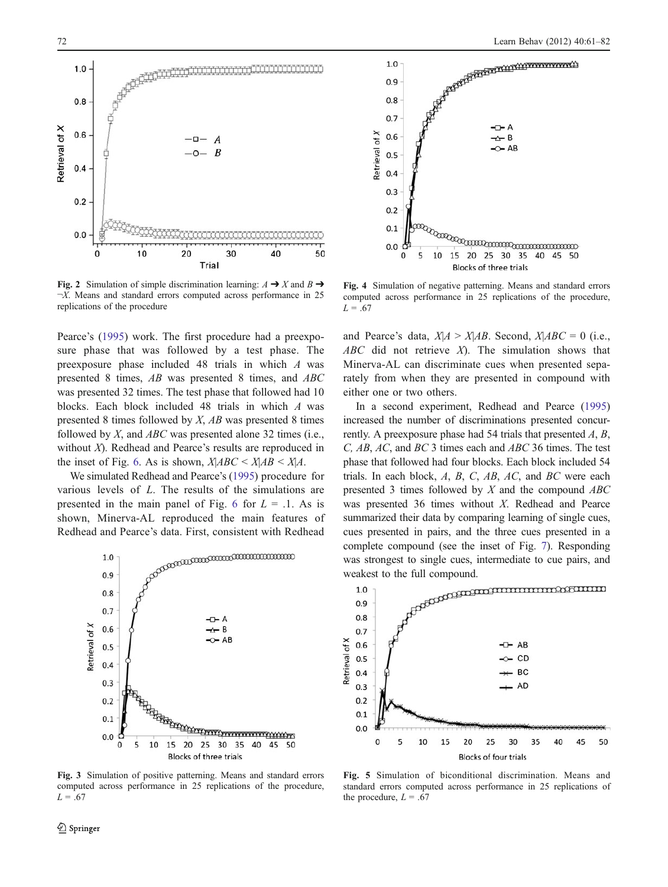Fig. 2 Simulation of simple discrimination learning: $A \rightarrow X$ and $B \rightarrow \neg X$. Means and standard errors computed across performance in 25 replications of the procedure

Fig. 4 Simulation of negative patterning. Means and standard errors computed across performance in 25 replications of the procedure, $L = .67$

Pearce's (1995) work. The first procedure had a preexposure phase that was followed by a test phase. The preexposure phase included 48 trials in which $A$ was presented 8 times, $AB$ was presented 8 times, and $ABC$ was presented 32 times. The test phase that followed had 10 blocks. Each block included 48 trials in which $A$ was presented 8 times followed by $X$, $AB$ was presented 8 times followed by $X$, and $ABC$ was presented alone 32 times (i.e., without $X$). Redhead and Pearce's results are reproduced in the inset of Fig. 6. As is shown, $X|ABC < X|AB < X|A$.

We simulated Redhead and Pearce's (1995) procedure for various levels of $L$. The results of the simulations are presented in the main panel of Fig. 6 for $L = .1$. As is shown, Minerva-AL reproduced the main features of Redhead and Pearce's data. First, consistent with Redhead and Pearce's data, $X|A > X|AB$. Second, $X|ABC = 0$ (i.e., $ABC$ did not retrieve $X$). The simulation shows that Minerva-AL can discriminate cues when presented separately from when they are presented in compound with either one or two others.

In a second experiment, Redhead and Pearce (1995) increased the number of discriminations presented concurrently. A preexposure phase had 54 trials that presented $A$, $B$, $C$, $AB$, $AC$, and $BC$ 3 times each and $ABC$ 36 times. The test phase that followed had four blocks. Each block included 54 trials. In each block, $A$, $B$, $C$, $AB$, $AC$, and $BC$ were each presented 3 times followed by $X$ and the compound $ABC$ was presented 36 times without $X$. Redhead and Pearce summarized their data by comparing learning of single cues, cues presented in pairs, and the three cues presented in a complete compound (see the inset of Fig. 7). Responding was strongest to single cues, intermediate to cue pairs, and weakest to the full compound.

Fig. 3 Simulation of positive patterning. Means and standard errors computed across performance in 25 replications of the procedure, $L = .67$

Fig. 5 Simulation of biconditional discrimination. Means and standard errors computed across performance in 25 replications of the procedure, $L = .67$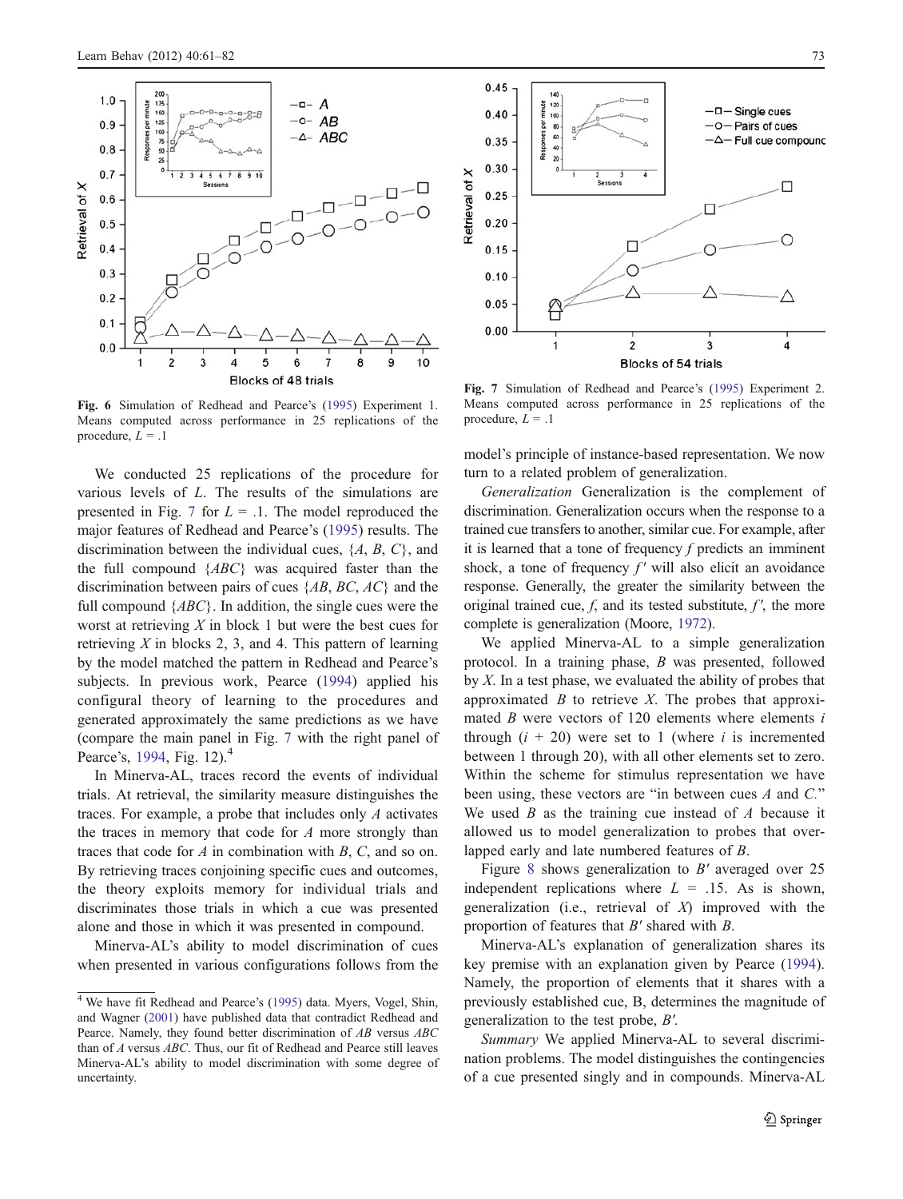1.0
0.9
0.8
0.7
0.6
0.5
0.4
0.3
0.2
0.1
0.0

Retrieval of X

1 2 3 4 5 6 7 8 9 10

Blocks of 48 trials

A
AB
ABC

Responses per minute
200
175
150
125
100
75
50
25
0
1 2 3 4 5 6 7 8 9 10
Sessions

**Fig. 6** Simulation of Redhead and Pearce's (1995) Experiment 1. Means computed across performance in 25 replications of the procedure, $L = .1$

0.45
0.40
0.35
0.30
0.25
0.20
0.15
0.10
0.05
0.00

Retrieval of X

1 2 3 4

Blocks of 54 trials

Single cues
Pairs of cues
Full cue compound

Responses per minute
140
120
100
80
60
40
20
0
1 2 3 4
Sessions

**Fig. 7** Simulation of Redhead and Pearce's (1995) Experiment 2. Means computed across performance in 25 replications of the procedure, $L = .1$

We conducted 25 replications of the procedure for various levels of $L$. The results of the simulations are presented in Fig. 7 for $L = .1$. The model reproduced the major features of Redhead and Pearce's (1995) results. The discrimination between the individual cues, $\{A, B, C\}$, and the full compound $\{ABC\}$ was acquired faster than the discrimination between pairs of cues $\{AB, BC, AC\}$ and the full compound $\{ABC\}$. In addition, the single cues were the worst at retrieving $X$ in block 1 but were the best cues for retrieving $X$ in blocks 2, 3, and 4. This pattern of learning by the model matched the pattern in Redhead and Pearce's subjects. In previous work, Pearce (1994) applied his configural theory of learning to the procedures and generated approximately the same predictions as we have (compare the main panel in Fig. 7 with the right panel of Pearce's, 1994, Fig. 12).[4]

In Minerva-AL, traces record the events of individual trials. At retrieval, the similarity measure distinguishes the traces. For example, a probe that includes only $A$ activates the traces in memory that code for $A$ more strongly than traces that code for $A$ in combination with $B$, $C$, and so on. By retrieving traces conjoining specific cues and outcomes, the theory exploits memory for individual trials and discriminates those trials in which a cue was presented alone and those in which it was presented in compound.

Minerva-AL's ability to model discrimination of cues when presented in various configurations follows from the model's principle of instance-based representation. We now turn to a related problem of generalization.

*Generalization* Generalization is the complement of discrimination. Generalization occurs when the response to a trained cue transfers to another, similar cue. For example, after it is learned that a tone of frequency $f$ predicts an imminent shock, a tone of frequency $f'$ will also elicit an avoidance response. Generally, the greater the similarity between the original trained cue, $f$, and its tested substitute, $f'$, the more complete is generalization (Moore, 1972).

We applied Minerva-AL to a simple generalization protocol. In a training phase, $B$ was presented, followed by $X$. In a test phase, we evaluated the ability of probes that approximated $B$ to retrieve $X$. The probes that approximated $B$ were vectors of 120 elements where elements $i$ through $(i + 20)$ were set to 1 (where $i$ is incremented between 1 through 20), with all other elements set to zero. Within the scheme for stimulus representation we have been using, these vectors are "in between cues $A$ and $C$." We used $B$ as the training cue instead of $A$ because it allowed us to model generalization to probes that overlapped early and late numbered features of $B$.

Figure 8 shows generalization to $B'$ averaged over 25 independent replications where $L = .15$. As is shown, generalization (i.e., retrieval of $X$) improved with the proportion of features that $B'$ shared with $B$.

Minerva-AL's explanation of generalization shares its key premise with an explanation given by Pearce (1994). Namely, the proportion of elements that it shares with a previously established cue, B, determines the magnitude of generalization to the test probe, $B'$.

*Summary* We applied Minerva-AL to several discrimination problems. The model distinguishes the contingencies of a cue presented singly and in compounds. Minerva-AL

[4] We have fit Redhead and Pearce's (1995) data. Myers, Vogel, Shin, and Wagner (2001) have published data that contradict Redhead and Pearce. Namely, they found better discrimination of $AB$ versus $ABC$ than of $A$ versus $ABC$. Thus, our fit of Redhead and Pearce still leaves Minerva-AL's ability to model discrimination with some degree of uncertainty.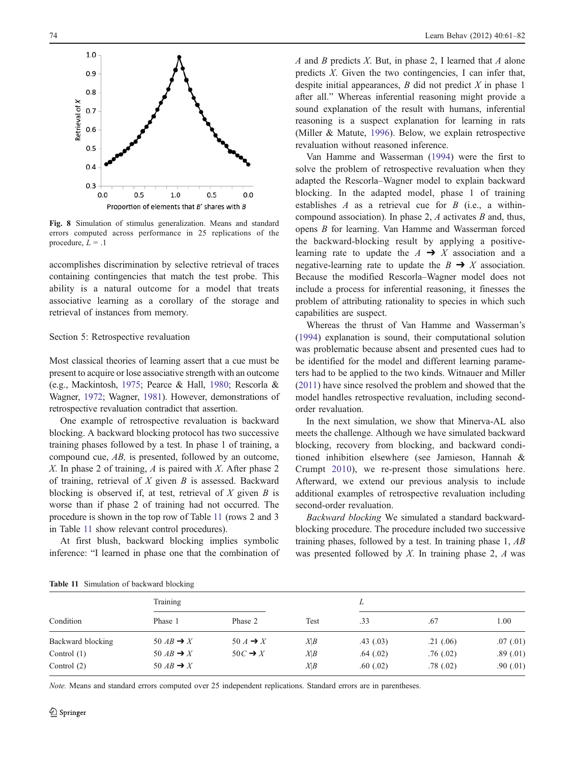Fig. 8 Simulation of stimulus generalization. Means and standard errors computed across performance in 25 replications of the procedure, $L = .1$

accomplishes discrimination by selective retrieval of traces containing contingencies that match the test probe. This ability is a natural outcome of a model that treats associative learning as a corollary of the storage and retrieval of instances from memory.

## Section 5: Retrospective revaluation

Most classical theories of learning assert that a cue must be present to acquire or lose associative strength with an outcome (e.g., Mackintosh, 1975; Pearce & Hall, 1980; Rescorla & Wagner, 1972; Wagner, 1981). However, demonstrations of retrospective revaluation contradict that assertion.

One example of retrospective revaluation is backward blocking. A backward blocking protocol has two successive training phases followed by a test. In phase 1 of training, a compound cue, *AB*, is presented, followed by an outcome, *X*. In phase 2 of training, *A* is paired with *X*. After phase 2 of training, retrieval of *X* given *B* is assessed. Backward blocking is observed if, at test, retrieval of *X* given *B* is worse than if phase 2 of training had not occurred. The procedure is shown in the top row of Table 11 (rows 2 and 3 in Table 11 show relevant control procedures).

At first blush, backward blocking implies symbolic inference: "I learned in phase one that the combination of *A* and *B* predicts *X*. But, in phase 2, I learned that *A* alone predicts *X*. Given the two contingencies, I can infer that, despite initial appearances, *B* did not predict *X* in phase 1 after all." Whereas inferential reasoning might provide a sound explanation of the result with humans, inferential reasoning is a suspect explanation for learning in rats (Miller & Matute, 1996). Below, we explain retrospective revaluation without reasoned inference.

Van Hamme and Wasserman (1994) were the first to solve the problem of retrospective revaluation when they adapted the Rescorla–Wagner model to explain backward blocking. In the adapted model, phase 1 of training establishes *A* as a retrieval cue for *B* (i.e., a within-compound association). In phase 2, *A* activates *B* and, thus, opens *B* for learning. Van Hamme and Wasserman forced the backward-blocking result by applying a positive-learning rate to update the *A* ➔ *X* association and a negative-learning rate to update the *B* ➔ *X* association. Because the modified Rescorla–Wagner model does not include a process for inferential reasoning, it finesses the problem of attributing rationality to species in which such capabilities are suspect.

Whereas the thrust of Van Hamme and Wasserman's (1994) explanation is sound, their computational solution was problematic because absent and presented cues had to be identified for the model and different learning parameters had to be applied to the two kinds. Witnauer and Miller (2011) have since resolved the problem and showed that the model handles retrospective revaluation, including second-order revaluation.

In the next simulation, we show that Minerva-AL also meets the challenge. Although we have simulated backward blocking, recovery from blocking, and backward conditioned inhibition elsewhere (see Jamieson, Hannah & Crumpt 2010), we re-present those simulations here. Afterward, we extend our previous analysis to include additional examples of retrospective revaluation including second-order revaluation.

*Backward blocking* We simulated a standard backward-blocking procedure. The procedure included two successive training phases, followed by a test. In training phase 1, *AB* was presented followed by *X*. In training phase 2, *A* was

**Table 11** Simulation of backward blocking

| Condition | Training | | Test | $L$ | | |
|---|---|---|---|---|---|---|
| | Phase 1 | Phase 2 | | .33 | .67 | 1.00 |
| Backward blocking | 50 *AB* ➔ *X* | 50 *A* ➔ *X* | *X*\|*B* | .43 (.03) | .21 (.06) | .07 (.01) |
| Control (1) | 50 *AB* ➔ *X* | 50*C* ➔ *X* | *X*\|*B* | .64 (.02) | .76 (.02) | .89 (.01) |
| Control (2) | 50 *AB* ➔ *X* | | *X*\|*B* | .60 (.02) | .78 (.02) | .90 (.01) |

*Note.* Means and standard errors computed over 25 independent replications. Standard errors are in parentheses.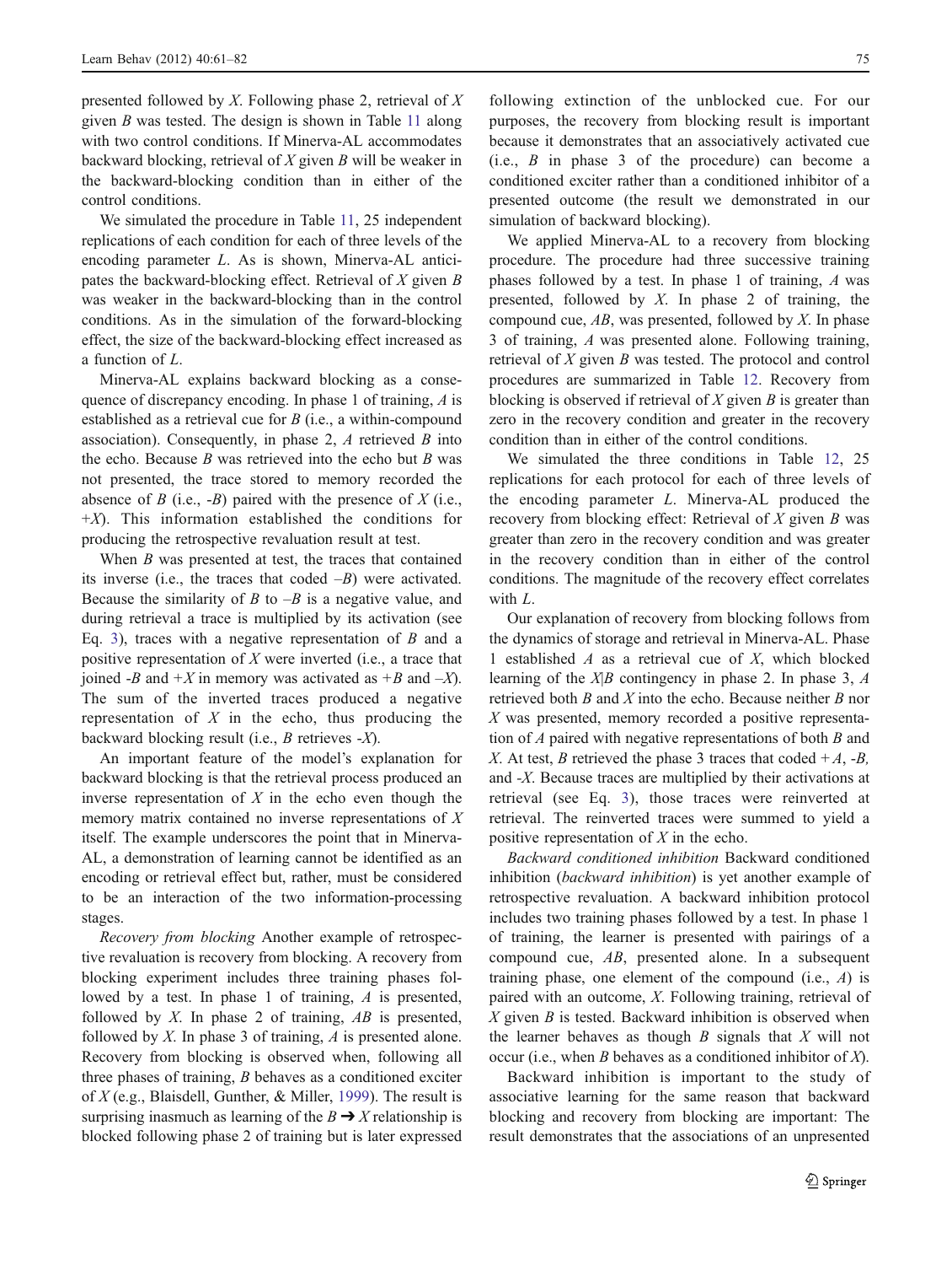presented followed by *X*. Following phase 2, retrieval of *X* given *B* was tested. The design is shown in Table 11 along with two control conditions. If Minerva-AL accommodates backward blocking, retrieval of *X* given *B* will be weaker in the backward-blocking condition than in either of the control conditions.

We simulated the procedure in Table 11, 25 independent replications of each condition for each of three levels of the encoding parameter *L*. As is shown, Minerva-AL anticipates the backward-blocking effect. Retrieval of *X* given *B* was weaker in the backward-blocking than in the control conditions. As in the simulation of the forward-blocking effect, the size of the backward-blocking effect increased as a function of *L*.

Minerva-AL explains backward blocking as a consequence of discrepancy encoding. In phase 1 of training, *A* is established as a retrieval cue for *B* (i.e., a within-compound association). Consequently, in phase 2, *A* retrieved *B* into the echo. Because *B* was retrieved into the echo but *B* was not presented, the trace stored to memory recorded the absence of *B* (i.e., -*B*) paired with the presence of *X* (i.e., +*X*). This information established the conditions for producing the retrospective revaluation result at test.

When *B* was presented at test, the traces that contained its inverse (i.e., the traces that coded –*B*) were activated. Because the similarity of *B* to –*B* is a negative value, and during retrieval a trace is multiplied by its activation (see Eq. 3), traces with a negative representation of *B* and a positive representation of *X* were inverted (i.e., a trace that joined -*B* and +*X* in memory was activated as +*B* and –*X*). The sum of the inverted traces produced a negative representation of *X* in the echo, thus producing the backward blocking result (i.e., *B* retrieves -*X*).

An important feature of the model's explanation for backward blocking is that the retrieval process produced an inverse representation of *X* in the echo even though the memory matrix contained no inverse representations of *X* itself. The example underscores the point that in Minerva-AL, a demonstration of learning cannot be identified as an encoding or retrieval effect but, rather, must be considered to be an interaction of the two information-processing stages.

*Recovery from blocking* Another example of retrospective revaluation is recovery from blocking. A recovery from blocking experiment includes three training phases followed by a test. In phase 1 of training, *A* is presented, followed by *X*. In phase 2 of training, *AB* is presented, followed by *X*. In phase 3 of training, *A* is presented alone. Recovery from blocking is observed when, following all three phases of training, *B* behaves as a conditioned exciter of *X* (e.g., Blaisdell, Gunther, & Miller, 1999). The result is surprising inasmuch as learning of the $B \rightarrow X$ relationship is blocked following phase 2 of training but is later expressed following extinction of the unblocked cue. For our purposes, the recovery from blocking result is important because it demonstrates that an associatively activated cue (i.e., *B* in phase 3 of the procedure) can become a conditioned exciter rather than a conditioned inhibitor of a presented outcome (the result we demonstrated in our simulation of backward blocking).

We applied Minerva-AL to a recovery from blocking procedure. The procedure had three successive training phases followed by a test. In phase 1 of training, *A* was presented, followed by *X*. In phase 2 of training, the compound cue, *AB*, was presented, followed by *X*. In phase 3 of training, *A* was presented alone. Following training, retrieval of *X* given *B* was tested. The protocol and control procedures are summarized in Table 12. Recovery from blocking is observed if retrieval of *X* given *B* is greater than zero in the recovery condition and greater in the recovery condition than in either of the control conditions.

We simulated the three conditions in Table 12, 25 replications for each protocol for each of three levels of the encoding parameter *L*. Minerva-AL produced the recovery from blocking effect: Retrieval of *X* given *B* was greater than zero in the recovery condition and was greater in the recovery condition than in either of the control conditions. The magnitude of the recovery effect correlates with *L*.

Our explanation of recovery from blocking follows from the dynamics of storage and retrieval in Minerva-AL. Phase 1 established *A* as a retrieval cue of *X*, which blocked learning of the *X*|*B* contingency in phase 2. In phase 3, *A* retrieved both *B* and *X* into the echo. Because neither *B* nor *X* was presented, memory recorded a positive representation of *A* paired with negative representations of both *B* and *X*. At test, *B* retrieved the phase 3 traces that coded + *A*, -*B*, and -*X*. Because traces are multiplied by their activations at retrieval (see Eq. 3), those traces were reinverted at retrieval. The reinverted traces were summed to yield a positive representation of *X* in the echo.

*Backward conditioned inhibition* Backward conditioned inhibition (*backward inhibition*) is yet another example of retrospective revaluation. A backward inhibition protocol includes two training phases followed by a test. In phase 1 of training, the learner is presented with pairings of a compound cue, *AB*, presented alone. In a subsequent training phase, one element of the compound (i.e., *A*) is paired with an outcome, *X*. Following training, retrieval of *X* given *B* is tested. Backward inhibition is observed when the learner behaves as though *B* signals that *X* will not occur (i.e., when *B* behaves as a conditioned inhibitor of *X*).

Backward inhibition is important to the study of associative learning for the same reason that backward blocking and recovery from blocking are important: The result demonstrates that the associations of an unpresented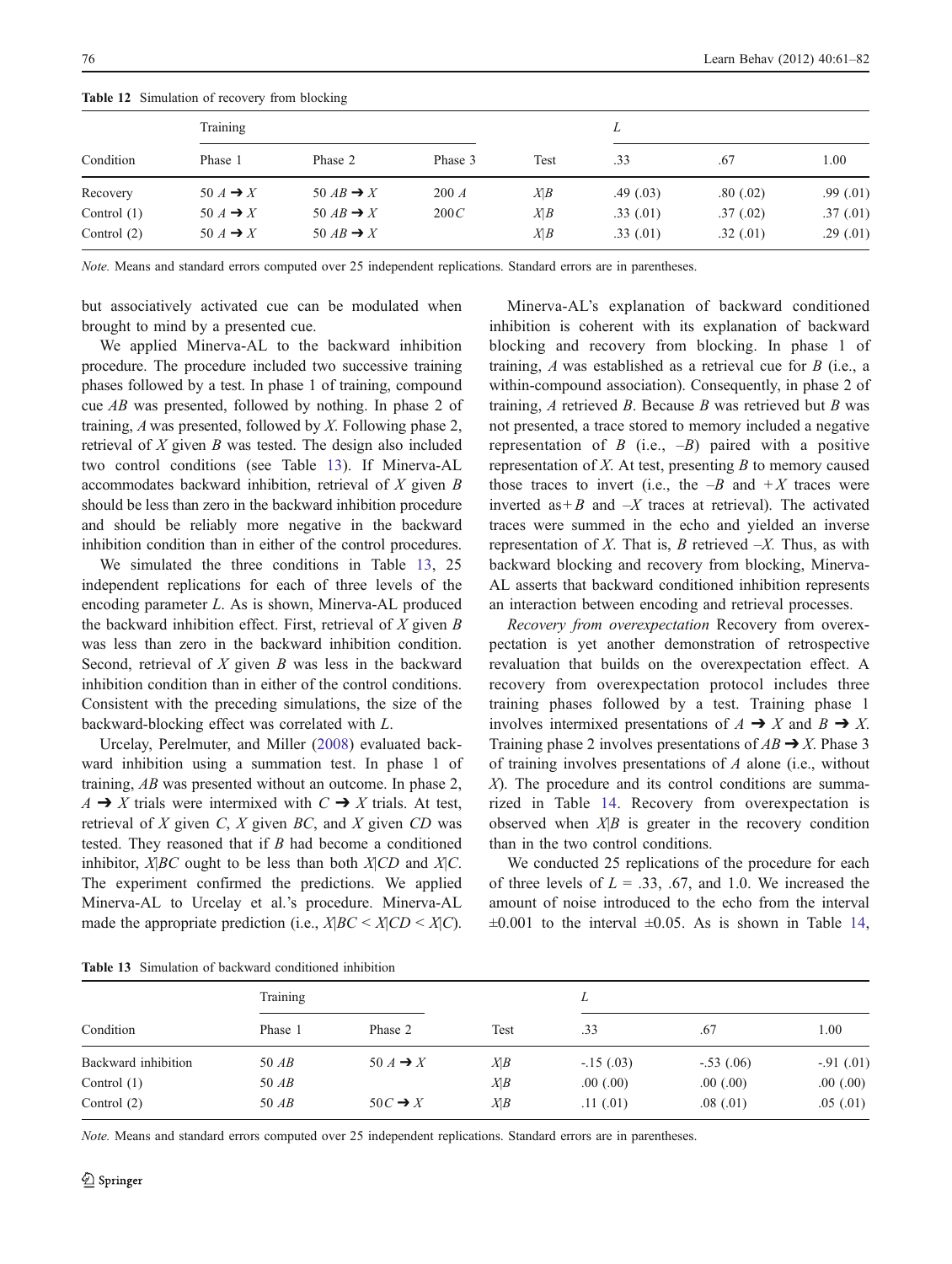**Table 12** Simulation of recovery from blocking

| Condition | Training | | | Test | L | | |
|---|---|---|---|---|---|---|---|
| | Phase 1 | Phase 2 | Phase 3 | | .33 | .67 | 1.00 |
| Recovery | 50 $A \rightarrow X$ | 50 $AB \rightarrow X$ | 200 $A$ | $X\|B$ | .49 (.03) | .80 (.02) | .99 (.01) |
| Control (1) | 50 $A \rightarrow X$ | 50 $AB \rightarrow X$ | 200 $C$ | $X\|B$ | .33 (.01) | .37 (.02) | .37 (.01) |
| Control (2) | 50 $A \rightarrow X$ | 50 $AB \rightarrow X$ | | $X\|B$ | .33 (.01) | .32 (.01) | .29 (.01) |

*Note.* Means and standard errors computed over 25 independent replications. Standard errors are in parentheses.

but associatively activated cue can be modulated when brought to mind by a presented cue.

We applied Minerva-AL to the backward inhibition procedure. The procedure included two successive training phases followed by a test. In phase 1 of training, compound cue *AB* was presented, followed by nothing. In phase 2 of training, *A* was presented, followed by *X*. Following phase 2, retrieval of *X* given *B* was tested. The design also included two control conditions (see Table 13). If Minerva-AL accommodates backward inhibition, retrieval of *X* given *B* should be less than zero in the backward inhibition procedure and should be reliably more negative in the backward inhibition condition than in either of the control procedures.

We simulated the three conditions in Table 13, 25 independent replications for each of three levels of the encoding parameter *L*. As is shown, Minerva-AL produced the backward inhibition effect. First, retrieval of *X* given *B* was less than zero in the backward inhibition procedure. Second, retrieval of *X* given *B* was less in the backward inhibition condition than in either of the control conditions. Consistent with the preceding simulations, the size of the backward-blocking effect was correlated with *L*.

Urcelay, Perelmuter, and Miller (2008) evaluated backward inhibition using a summation test. In phase 1 of training, *AB* was presented without an outcome. In phase 2, $A \rightarrow X$ trials were intermixed with $C \rightarrow X$ trials. At test, retrieval of *X* given *C*, *X* given *BC*, and *X* given *CD* was tested. They reasoned that if *B* had become a conditioned inhibitor, $X|BC$ ought to be less than both $X|CD$ and $X|C$. The experiment confirmed the predictions. We applied Minerva-AL to Urcelay et al.'s procedure. Minerva-AL made the appropriate prediction (i.e., $X|BC < X|CD < X|C$).

Minerva-AL's explanation of backward conditioned inhibition is coherent with its explanation of backward blocking and recovery from blocking. In phase 1 of training, *A* was established as a retrieval cue for *B* (i.e., a within-compound association). Consequently, in phase 2 of training, *A* retrieved *B*. Because *B* was retrieved but *B* was not presented, a trace stored to memory included a negative representation of *B* (i.e., $-B$) paired with a positive representation of *X*. At test, presenting *B* to memory caused those traces to invert (i.e., the $-B$ and $+X$ traces were inverted as $+B$ and $-X$ traces at retrieval). The activated traces were summed in the echo and yielded an inverse representation of *X*. That is, *B* retrieved $-X$. Thus, as with backward blocking and recovery from blocking, Minerva-AL asserts that backward conditioned inhibition represents an interaction between encoding and retrieval processes.

*Recovery from overexpectation* Recovery from overexpectation is yet another demonstration of retrospective revaluation that builds on the overexpectation effect. A recovery from overexpectation protocol includes three training phases followed by a test. Training phase 1 involves intermixed presentations of $A \rightarrow X$ and $B \rightarrow X$. Training phase 2 involves presentations of $AB \rightarrow X$. Phase 3 of training involves presentations of *A* alone (i.e., without *X*). The procedure and its control conditions are summarized in Table 14. Recovery from overexpectation is observed when $X|B$ is greater in the recovery condition than in the two control conditions.

We conducted 25 replications of the procedure for each of three levels of $L = .33$, .67, and 1.0. We increased the amount of noise introduced to the echo from the interval $\pm 0.001$ to the interval $\pm 0.05$. As is shown in Table 14,

**Table 13** Simulation of backward conditioned inhibition

| Condition | Training | | Test | L | | |
|---|---|---|---|---|---|---|
| | Phase 1 | Phase 2 | | .33 | .67 | 1.00 |
| Backward inhibition | 50 $AB$ | 50 $A \rightarrow X$ | $X\|B$ | -.15 (.03) | -.53 (.06) | -.91 (.01) |
| Control (1) | 50 $AB$ | | $X\|B$ | .00 (.00) | .00 (.00) | .00 (.00) |
| Control (2) | 50 $AB$ | 50 $C \rightarrow X$ | $X\|B$ | .11 (.01) | .08 (.01) | .05 (.01) |

*Note.* Means and standard errors computed over 25 independent replications. Standard errors are in parentheses.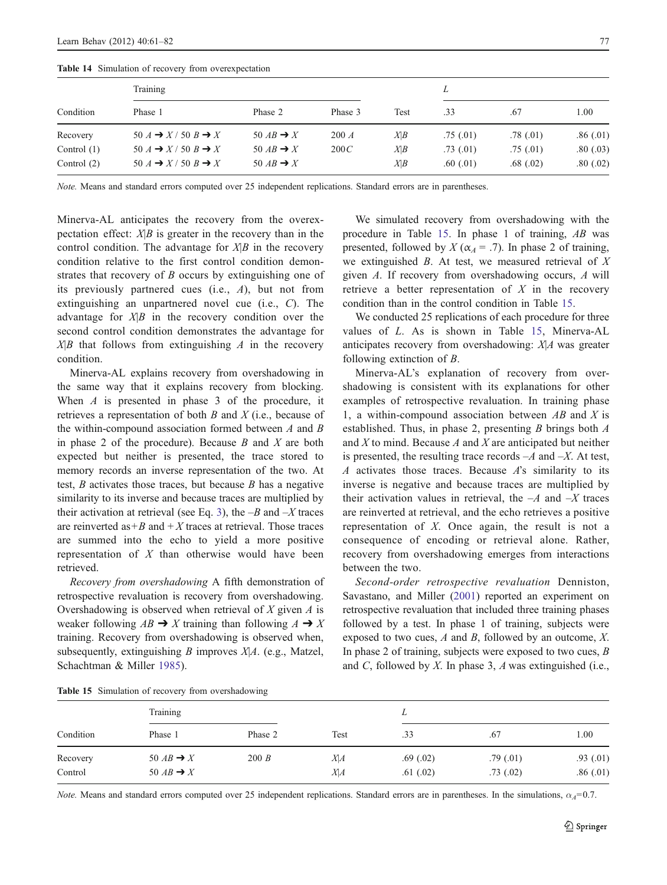Table 14 Simulation of recovery from overexpectation

| Condition | Training | | | Test | $L$ | | |
|---|---|---|---|---|---|---|---|
| | Phase 1 | Phase 2 | Phase 3 | | .33 | .67 | 1.00 |
| Recovery | 50 $A \rightarrow X$ / 50 $B \rightarrow X$ | 50 $AB \rightarrow X$ | 200 $A$ | $X|B$ | .75 (.01) | .78 (.01) | .86 (.01) |
| Control (1) | 50 $A \rightarrow X$ / 50 $B \rightarrow X$ | 50 $AB \rightarrow X$ | 200 $C$ | $X|B$ | .73 (.01) | .75 (.01) | .80 (.03) |
| Control (2) | 50 $A \rightarrow X$ / 50 $B \rightarrow X$ | 50 $AB \rightarrow X$ | | $X|B$ | .60 (.01) | .68 (.02) | .80 (.02) |

*Note.* Means and standard errors computed over 25 independent replications. Standard errors are in parentheses.

Minerva-AL anticipates the recovery from the overexpectation effect: $X|B$ is greater in the recovery than in the control condition. The advantage for $X|B$ in the recovery condition relative to the first control condition demonstrates that recovery of $B$ occurs by extinguishing one of its previously partnered cues (i.e., $A$), but not from extinguishing an unpartnered novel cue (i.e., $C$). The advantage for $X|B$ in the recovery condition over the second control condition demonstrates the advantage for $X|B$ that follows from extinguishing $A$ in the recovery condition.

Minerva-AL explains recovery from overshadowing in the same way that it explains recovery from blocking. When $A$ is presented in phase 3 of the procedure, it retrieves a representation of both $B$ and $X$ (i.e., because of the within-compound association formed between $A$ and $B$ in phase 2 of the procedure). Because $B$ and $X$ are both expected but neither is presented, the trace stored to memory records an inverse representation of the two. At test, $B$ activates those traces, but because $B$ has a negative similarity to its inverse and because traces are multiplied by their activation at retrieval (see Eq. 3), the $-B$ and $-X$ traces are reinverted as $+B$ and $+X$ traces at retrieval. Those traces are summed into the echo to yield a more positive representation of $X$ than otherwise would have been retrieved.

*Recovery from overshadowing* A fifth demonstration of retrospective revaluation is recovery from overshadowing. Overshadowing is observed when retrieval of $X$ given $A$ is weaker following $AB \rightarrow X$ training than following $A \rightarrow X$ training. Recovery from overshadowing is observed when, subsequently, extinguishing $B$ improves $X|A$. (e.g., Matzel, Schachtman & Miller 1985).

We simulated recovery from overshadowing with the procedure in Table 15. In phase 1 of training, $AB$ was presented, followed by $X$ ($\alpha_A = .7$). In phase 2 of training, we extinguished $B$. At test, we measured retrieval of $X$ given $A$. If recovery from overshadowing occurs, $A$ will retrieve a better representation of $X$ in the recovery condition than in the control condition in Table 15.

We conducted 25 replications of each procedure for three values of $L$. As is shown in Table 15, Minerva-AL anticipates recovery from overshadowing: $X|A$ was greater following extinction of $B$.

Minerva-AL's explanation of recovery from overshadowing is consistent with its explanations for other examples of retrospective revaluation. In training phase 1, a within-compound association between $AB$ and $X$ is established. Thus, in phase 2, presenting $B$ brings both $A$ and $X$ to mind. Because $A$ and $X$ are anticipated but neither is presented, the resulting trace records $-A$ and $-X$. At test, $A$ activates those traces. Because $A$'s similarity to its inverse is negative and because traces are multiplied by their activation values in retrieval, the $-A$ and $-X$ traces are reinverted at retrieval, and the echo retrieves a positive representation of $X$. Once again, the result is not a consequence of encoding or retrieval alone. Rather, recovery from overshadowing emerges from interactions between the two.

*Second-order retrospective revaluation* Denniston, Savastano, and Miller (2001) reported an experiment on retrospective revaluation that included three training phases followed by a test. In phase 1 of training, subjects were exposed to two cues, $A$ and $B$, followed by an outcome, $X$. In phase 2 of training, subjects were exposed to two cues, $B$ and $C$, followed by $X$. In phase 3, $A$ was extinguished (i.e.,

Table 15 Simulation of recovery from overshadowing

| Condition | Training | | Test | $L$ | | |
|---|---|---|---|---|---|---|
| | Phase 1 | Phase 2 | | .33 | .67 | 1.00 |
| Recovery | 50 $AB \rightarrow X$ | 200 $B$ | $X|A$ | .69 (.02) | .79 (.01) | .93 (.01) |
| Control | 50 $AB \rightarrow X$ | | $X|A$ | .61 (.02) | .73 (.02) | .86 (.01) |

*Note.* Means and standard errors computed over 25 independent replications. Standard errors are in parentheses. In the simulations, $\alpha_A$=0.7.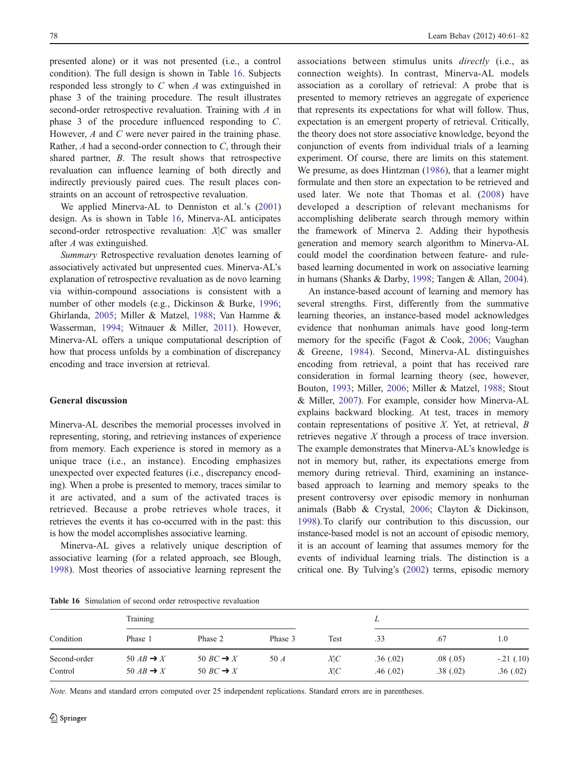presented alone) or it was not presented (i.e., a control condition). The full design is shown in Table 16. Subjects responded less strongly to *C* when *A* was extinguished in phase 3 of the training procedure. The result illustrates second-order retrospective revaluation. Training with *A* in phase 3 of the procedure influenced responding to *C*. However, *A* and *C* were never paired in the training phase. Rather, *A* had a second-order connection to *C*, through their shared partner, *B*. The result shows that retrospective revaluation can influence learning of both directly and indirectly previously paired cues. The result places constraints on an account of retrospective revaluation.

We applied Minerva-AL to Denniston et al.'s (2001) design. As is shown in Table 16, Minerva-AL anticipates second-order retrospective revaluation: *X*|*C* was smaller after *A* was extinguished.

*Summary* Retrospective revaluation denotes learning of associatively activated but unpresented cues. Minerva-AL's explanation of retrospective revaluation as de novo learning via within-compound associations is consistent with a number of other models (e.g., Dickinson & Burke, 1996; Ghirlanda, 2005; Miller & Matzel, 1988; Van Hamme & Wasserman, 1994; Witnauer & Miller, 2011). However, Minerva-AL offers a unique computational description of how that process unfolds by a combination of discrepancy encoding and trace inversion at retrieval.

## General discussion

Minerva-AL describes the memorial processes involved in representing, storing, and retrieving instances of experience from memory. Each experience is stored in memory as a unique trace (i.e., an instance). Encoding emphasizes unexpected over expected features (i.e., discrepancy encoding). When a probe is presented to memory, traces similar to it are activated, and a sum of the activated traces is retrieved. Because a probe retrieves whole traces, it retrieves the events it has co-occurred with in the past: this is how the model accomplishes associative learning.

Minerva-AL gives a relatively unique description of associative learning (for a related approach, see Blough, 1998). Most theories of associative learning represent the associations between stimulus units *directly* (i.e., as connection weights). In contrast, Minerva-AL models association as a corollary of retrieval: A probe that is presented to memory retrieves an aggregate of experience that represents its expectations for what will follow. Thus, expectation is an emergent property of retrieval. Critically, the theory does not store associative knowledge, beyond the conjunction of events from individual trials of a learning experiment. Of course, there are limits on this statement. We presume, as does Hintzman (1986), that a learner might formulate and then store an expectation to be retrieved and used later. We note that Thomas et al. (2008) have developed a description of relevant mechanisms for accomplishing deliberate search through memory within the framework of Minerva 2. Adding their hypothesis generation and memory search algorithm to Minerva-AL could model the coordination between feature- and rule-based learning documented in work on associative learning in humans (Shanks & Darby, 1998; Tangen & Allan, 2004).

An instance-based account of learning and memory has several strengths. First, differently from the summative learning theories, an instance-based model acknowledges evidence that nonhuman animals have good long-term memory for the specific (Fagot & Cook, 2006; Vaughan & Greene, 1984). Second, Minerva-AL distinguishes encoding from retrieval, a point that has received rare consideration in formal learning theory (see, however, Bouton, 1993; Miller, 2006; Miller & Matzel, 1988; Stout & Miller, 2007). For example, consider how Minerva-AL explains backward blocking. At test, traces in memory contain representations of positive *X*. Yet, at retrieval, *B* retrieves negative *X* through a process of trace inversion. The example demonstrates that Minerva-AL's knowledge is not in memory but, rather, its expectations emerge from memory during retrieval. Third, examining an instance-based approach to learning and memory speaks to the present controversy over episodic memory in nonhuman animals (Babb & Crystal, 2006; Clayton & Dickinson, 1998).To clarify our contribution to this discussion, our instance-based model is not an account of episodic memory, it is an account of learning that assumes memory for the events of individual learning trials. The distinction is a critical one. By Tulving's (2002) terms, episodic memory

**Table 16** Simulation of second order retrospective revaluation

| Condition | Training | | | Test | *L* | | |
|---|---|---|---|---|---|---|---|
| | Phase 1 | Phase 2 | Phase 3 | | .33 | .67 | 1.0 |
| Second-order | 50 *AB* ➔ *X* | 50 *BC* ➔ *X* | 50 *A* | *X*\|*C* | .36 (.02) | .08 (.05) | -.21 (.10) |
| Control | 50 *AB* ➔ *X* | 50 *BC* ➔ *X* | | *X*\|*C* | .46 (.02) | .38 (.02) | .36 (.02) |

*Note.* Means and standard errors computed over 25 independent replications. Standard errors are in parentheses.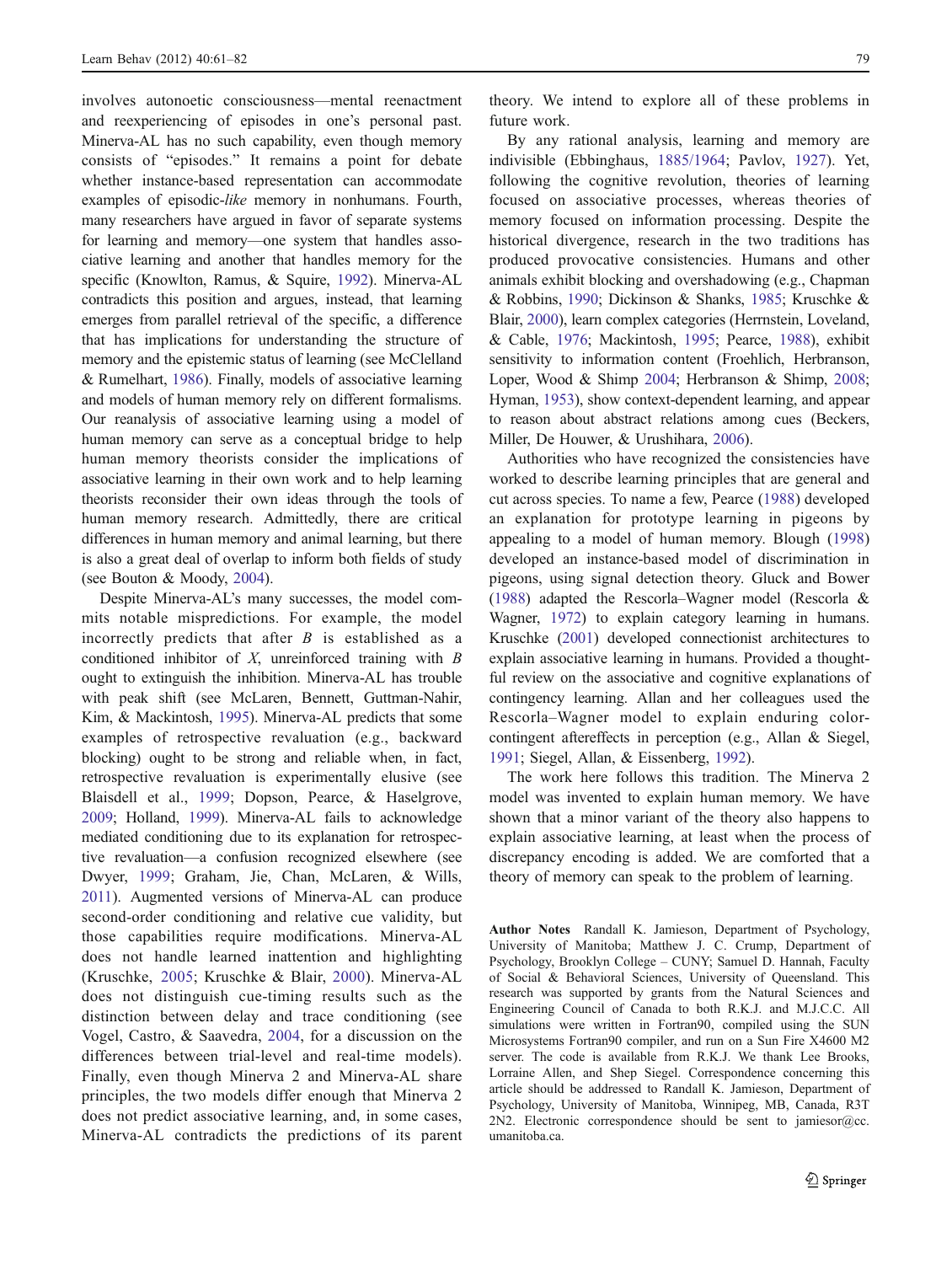involves autonoetic consciousness—mental reenactment and reexperiencing of episodes in one's personal past. Minerva-AL has no such capability, even though memory consists of "episodes." It remains a point for debate whether instance-based representation can accommodate examples of episodic-*like* memory in nonhumans. Fourth, many researchers have argued in favor of separate systems for learning and memory—one system that handles associative learning and another that handles memory for the specific (Knowlton, Ramus, & Squire, 1992). Minerva-AL contradicts this position and argues, instead, that learning emerges from parallel retrieval of the specific, a difference that has implications for understanding the structure of memory and the epistemic status of learning (see McClelland & Rumelhart, 1986). Finally, models of associative learning and models of human memory rely on different formalisms. Our reanalysis of associative learning using a model of human memory can serve as a conceptual bridge to help human memory theorists consider the implications of associative learning in their own work and to help learning theorists reconsider their own ideas through the tools of human memory research. Admittedly, there are critical differences in human memory and animal learning, but there is also a great deal of overlap to inform both fields of study (see Bouton & Moody, 2004).

Despite Minerva-AL's many successes, the model commits notable mispredictions. For example, the model incorrectly predicts that after *B* is established as a conditioned inhibitor of *X*, unreinforced training with *B* ought to extinguish the inhibition. Minerva-AL has trouble with peak shift (see McLaren, Bennett, Guttman-Nahir, Kim, & Mackintosh, 1995). Minerva-AL predicts that some examples of retrospective revaluation (e.g., backward blocking) ought to be strong and reliable when, in fact, retrospective revaluation is experimentally elusive (see Blaisdell et al., 1999; Dopson, Pearce, & Haselgrove, 2009; Holland, 1999). Minerva-AL fails to acknowledge mediated conditioning due to its explanation for retrospective revaluation—a confusion recognized elsewhere (see Dwyer, 1999; Graham, Jie, Chan, McLaren, & Wills, 2011). Augmented versions of Minerva-AL can produce second-order conditioning and relative cue validity, but those capabilities require modifications. Minerva-AL does not handle learned inattention and highlighting (Kruschke, 2005; Kruschke & Blair, 2000). Minerva-AL does not distinguish cue-timing results such as the distinction between delay and trace conditioning (see Vogel, Castro, & Saavedra, 2004, for a discussion on the differences between trial-level and real-time models). Finally, even though Minerva 2 and Minerva-AL share principles, the two models differ enough that Minerva 2 does not predict associative learning, and, in some cases, Minerva-AL contradicts the predictions of its parent theory. We intend to explore all of these problems in future work.

By any rational analysis, learning and memory are indivisible (Ebbinghaus, 1885/1964; Pavlov, 1927). Yet, following the cognitive revolution, theories of learning focused on associative processes, whereas theories of memory focused on information processing. Despite the historical divergence, research in the two traditions has produced provocative consistencies. Humans and other animals exhibit blocking and overshadowing (e.g., Chapman & Robbins, 1990; Dickinson & Shanks, 1985; Kruschke & Blair, 2000), learn complex categories (Herrnstein, Loveland, & Cable, 1976; Mackintosh, 1995; Pearce, 1988), exhibit sensitivity to information content (Froehlich, Herbranson, Loper, Wood & Shimp 2004; Herbranson & Shimp, 2008; Hyman, 1953), show context-dependent learning, and appear to reason about abstract relations among cues (Beckers, Miller, De Houwer, & Urushihara, 2006).

Authorities who have recognized the consistencies have worked to describe learning principles that are general and cut across species. To name a few, Pearce (1988) developed an explanation for prototype learning in pigeons by appealing to a model of human memory. Blough (1998) developed an instance-based model of discrimination in pigeons, using signal detection theory. Gluck and Bower (1988) adapted the Rescorla–Wagner model (Rescorla & Wagner, 1972) to explain category learning in humans. Kruschke (2001) developed connectionist architectures to explain associative learning in humans. Provided a thoughtful review on the associative and cognitive explanations of contingency learning. Allan and her colleagues used the Rescorla–Wagner model to explain enduring color-contingent aftereffects in perception (e.g., Allan & Siegel, 1991; Siegel, Allan, & Eissenberg, 1992).

The work here follows this tradition. The Minerva 2 model was invented to explain human memory. We have shown that a minor variant of the theory also happens to explain associative learning, at least when the process of discrepancy encoding is added. We are comforted that a theory of memory can speak to the problem of learning.

**Author Notes** Randall K. Jamieson, Department of Psychology, University of Manitoba; Matthew J. C. Crump, Department of Psychology, Brooklyn College – CUNY; Samuel D. Hannah, Faculty of Social & Behavioral Sciences, University of Queensland. This research was supported by grants from the Natural Sciences and Engineering Council of Canada to both R.K.J. and M.J.C.C. All simulations were written in Fortran90, compiled using the SUN Microsystems Fortran90 compiler, and run on a Sun Fire X4600 M2 server. The code is available from R.K.J. We thank Lee Brooks, Lorraine Allen, and Shep Siegel. Correspondence concerning this article should be addressed to Randall K. Jamieson, Department of Psychology, University of Manitoba, Winnipeg, MB, Canada, R3T 2N2. Electronic correspondence should be sent to jamiesor@cc.umanitoba.ca.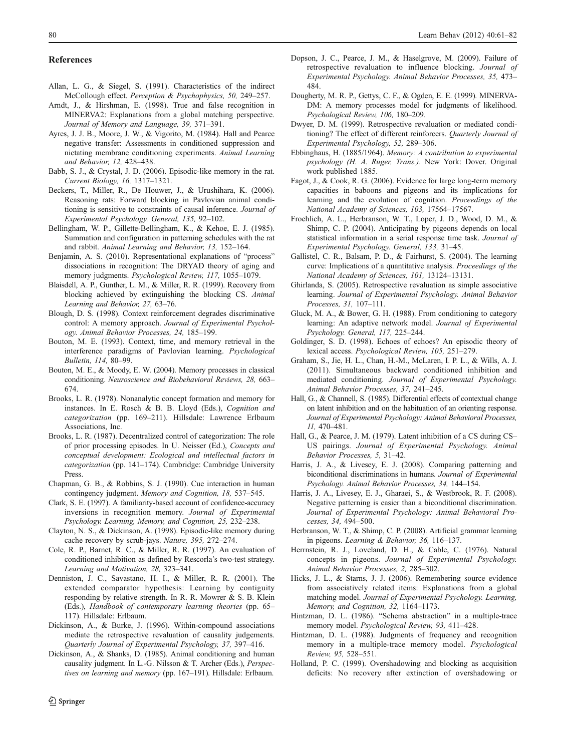## References

Allan, L. G., & Siegel, S. (1991). Characteristics of the indirect McCollough effect. *Perception & Psychophysics, 50,* 249–257.

Arndt, J., & Hirshman, E. (1998). True and false recognition in MINERVA2: Explanations from a global matching perspective. *Journal of Memory and Language, 39,* 371–391.

Ayres, J. J. B., Moore, J. W., & Vigorito, M. (1984). Hall and Pearce negative transfer: Assessments in conditioned suppression and nictating membrane conditioning experiments. *Animal Learning and Behavior, 12,* 428–438.

Babb, S. J., & Crystal, J. D. (2006). Episodic-like memory in the rat. *Current Biology, 16,* 1317–1321.

Beckers, T., Miller, R., De Houwer, J., & Urushihara, K. (2006). Reasoning rats: Forward blocking in Pavlovian animal conditioning is sensitive to constraints of causal inference. *Journal of Experimental Psychology. General, 135,* 92–102.

Bellingham, W. P., Gillette-Bellingham, K., & Kehoe, E. J. (1985). Summation and configuration in patterning schedules with the rat and rabbit. *Animal Learning and Behavior, 13,* 152–164.

Benjamin, A. S. (2010). Representational explanations of "process" dissociations in recognition: The DRYAD theory of aging and memory judgments. *Psychological Review, 117,* 1055–1079.

Blaisdell, A. P., Gunther, L. M., & Miller, R. R. (1999). Recovery from blocking achieved by extinguishing the blocking CS. *Animal Learning and Behavior, 27,* 63–76.

Blough, D. S. (1998). Context reinforcement degrades discriminative control: A memory approach. *Journal of Experimental Psychology. Animal Behavior Processes, 24,* 185–199.

Bouton, M. E. (1993). Context, time, and memory retrieval in the interference paradigms of Pavlovian learning. *Psychological Bulletin, 114,* 80–99.

Bouton, M. E., & Moody, E. W. (2004). Memory processes in classical conditioning. *Neuroscience and Biobehavioral Reviews, 28,* 663–674.

Brooks, L. R. (1978). Nonanalytic concept formation and memory for instances. In E. Rosch & B. B. Lloyd (Eds.), *Cognition and categorization* (pp. 169–211). Hillsdale: Lawrence Erlbaum Associations, Inc.

Brooks, L. R. (1987). Decentralized control of categorization: The role of prior processing episodes. In U. Neisser (Ed.), *Concepts and conceptual development: Ecological and intellectual factors in categorization* (pp. 141–174). Cambridge: Cambridge University Press.

Chapman, G. B., & Robbins, S. J. (1990). Cue interaction in human contingency judgment. *Memory and Cognition, 18,* 537–545.

Clark, S. E. (1997). A familiarity-based account of confidence-accuracy inversions in recognition memory. *Journal of Experimental Psychology. Learning, Memory, and Cognition, 25,* 232–238.

Clayton, N. S., & Dickinson, A. (1998). Episodic-like memory during cache recovery by scrub-jays. *Nature, 395,* 272–274.

Cole, R. P., Barnet, R. C., & Miller, R. R. (1997). An evaluation of conditioned inhibition as defined by Rescorla's two-test strategy. *Learning and Motivation, 28,* 323–341.

Denniston, J. C., Savastano, H. I., & Miller, R. R. (2001). The extended comparator hypothesis: Learning by contiguity responding by relative strength. In R. R. Mowrer & S. B. Klein (Eds.), *Handbook of contemporary learning theories* (pp. 65–117). Hillsdale: Erlbaum.

Dickinson, A., & Burke, J. (1996). Within-compound associations mediate the retrospective revaluation of causality judgements. *Quarterly Journal of Experimental Psychology, 37,* 397–416.

Dickinson, A., & Shanks, D. (1985). Animal conditioning and human causality judgment. In L.-G. Nilsson & T. Archer (Eds.), *Perspectives on learning and memory* (pp. 167–191). Hillsdale: Erlbaum.

Dopson, J. C., Pearce, J. M., & Haselgrove, M. (2009). Failure of retrospective revaluation to influence blocking. *Journal of Experimental Psychology. Animal Behavior Processes, 35,* 473–484.

Dougherty, M. R. P., Gettys, C. F., & Ogden, E. E. (1999). MINERVA-DM: A memory processes model for judgments of likelihood. *Psychological Review, 106,* 180–209.

Dwyer, D. M. (1999). Retrospective revaluation or mediated conditioning? The effect of different reinforcers. *Quarterly Journal of Experimental Psychology, 52,* 289–306.

Ebbinghaus, H. (1885/1964). *Memory: A contribution to experimental psychology (H. A. Ruger, Trans.)*. New York: Dover. Original work published 1885.

Fagot, J., & Cook, R. G. (2006). Evidence for large long-term memory capacities in baboons and pigeons and its implications for learning and the evolution of cognition. *Proceedings of the National Academy of Sciences, 103,* 17564–17567.

Froehlich, A. L., Herbranson, W. T., Loper, J. D., Wood, D. M., & Shimp, C. P. (2004). Anticipating by pigeons depends on local statistical information in a serial response time task. *Journal of Experimental Psychology. General, 133,* 31–45.

Gallistel, C. R., Balsam, P. D., & Fairhurst, S. (2004). The learning curve: Implications of a quantitative analysis. *Proceedings of the National Academy of Sciences, 101,* 13124–13131.

Ghirlanda, S. (2005). Retrospective revaluation as simple associative learning. *Journal of Experimental Psychology. Animal Behavior Processes, 31,* 107–111.

Gluck, M. A., & Bower, G. H. (1988). From conditioning to category learning: An adaptive network model. *Journal of Experimental Psychology. General, 117,* 225–244.

Goldinger, S. D. (1998). Echoes of echoes? An episodic theory of lexical access. *Psychological Review, 105,* 251–279.

Graham, S., Jie, H. L., Chan, H.-M., McLaren, I. P. L., & Wills, A. J. (2011). Simultaneous backward conditioned inhibition and mediated conditioning. *Journal of Experimental Psychology. Animal Behavior Processes, 37,* 241–245.

Hall, G., & Channell, S. (1985). Differential effects of contextual change on latent inhibition and on the habituation of an orienting response. *Journal of Experimental Psychology: Animal Behavioral Processes, 11,* 470–481.

Hall, G., & Pearce, J. M. (1979). Latent inhibition of a CS during CS–US pairings. *Journal of Experimental Psychology. Animal Behavior Processes, 5,* 31–42.

Harris, J. A., & Livesey, E. J. (2008). Comparing patterning and biconditional discriminations in humans. *Journal of Experimental Psychology. Animal Behavior Processes, 34,* 144–154.

Harris, J. A., Livesey, E. J., Gharaei, S., & Westbrook, R. F. (2008). Negative patterning is easier than a biconditional discrimination. *Journal of Experimental Psychology: Animal Behavioral Processes, 34,* 494–500.

Herbranson, W. T., & Shimp, C. P. (2008). Artificial grammar learning in pigeons. *Learning & Behavior, 36,* 116–137.

Herrnstein, R. J., Loveland, D. H., & Cable, C. (1976). Natural concepts in pigeons. *Journal of Experimental Psychology. Animal Behavior Processes, 2,* 285–302.

Hicks, J. L., & Starns, J. J. (2006). Remembering source evidence from associatively related items: Explanations from a global matching model. *Journal of Experimental Psychology. Learning, Memory, and Cognition, 32,* 1164–1173.

Hintzman, D. L. (1986). "Schema abstraction" in a multiple-trace memory model. *Psychological Review, 93,* 411–428.

Hintzman, D. L. (1988). Judgments of frequency and recognition memory in a multiple-trace memory model. *Psychological Review, 95,* 528–551.

Holland, P. C. (1999). Overshadowing and blocking as acquisition deficits: No recovery after extinction of overshadowing or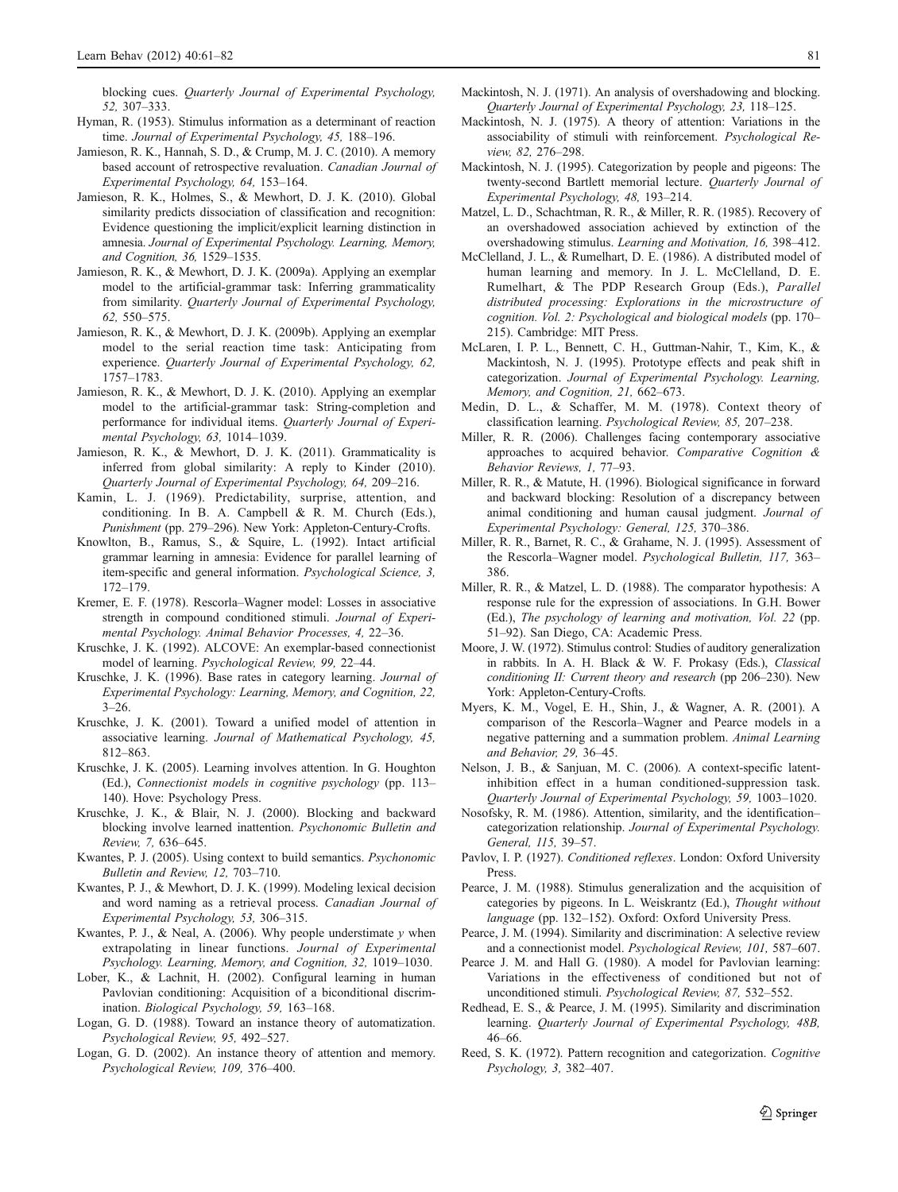blocking cues. *Quarterly Journal of Experimental Psychology, 52,* 307–333.

Hyman, R. (1953). Stimulus information as a determinant of reaction time. *Journal of Experimental Psychology, 45,* 188–196.

Jamieson, R. K., Hannah, S. D., & Crump, M. J. C. (2010). A memory based account of retrospective revaluation. *Canadian Journal of Experimental Psychology, 64,* 153–164.

Jamieson, R. K., Holmes, S., & Mewhort, D. J. K. (2010). Global similarity predicts dissociation of classification and recognition: Evidence questioning the implicit/explicit learning distinction in amnesia. *Journal of Experimental Psychology. Learning, Memory, and Cognition, 36,* 1529–1535.

Jamieson, R. K., & Mewhort, D. J. K. (2009a). Applying an exemplar model to the artificial-grammar task: Inferring grammaticality from similarity. *Quarterly Journal of Experimental Psychology, 62,* 550–575.

Jamieson, R. K., & Mewhort, D. J. K. (2009b). Applying an exemplar model to the serial reaction time task: Anticipating from experience. *Quarterly Journal of Experimental Psychology, 62,* 1757–1783.

Jamieson, R. K., & Mewhort, D. J. K. (2010). Applying an exemplar model to the artificial-grammar task: String-completion and performance for individual items. *Quarterly Journal of Experimental Psychology, 63,* 1014–1039.

Jamieson, R. K., & Mewhort, D. J. K. (2011). Grammaticality is inferred from global similarity: A reply to Kinder (2010). *Quarterly Journal of Experimental Psychology, 64,* 209–216.

Kamin, L. J. (1969). Predictability, surprise, attention, and conditioning. In B. A. Campbell & R. M. Church (Eds.), *Punishment* (pp. 279–296). New York: Appleton-Century-Crofts.

Knowlton, B., Ramus, S., & Squire, L. (1992). Intact artificial grammar learning in amnesia: Evidence for parallel learning of item-specific and general information. *Psychological Science, 3,* 172–179.

Kremer, E. F. (1978). Rescorla–Wagner model: Losses in associative strength in compound conditioned stimuli. *Journal of Experimental Psychology. Animal Behavior Processes, 4,* 22–36.

Kruschke, J. K. (1992). ALCOVE: An exemplar-based connectionist model of learning. *Psychological Review, 99,* 22–44.

Kruschke, J. K. (1996). Base rates in category learning. *Journal of Experimental Psychology: Learning, Memory, and Cognition, 22,* 3–26.

Kruschke, J. K. (2001). Toward a unified model of attention in associative learning. *Journal of Mathematical Psychology, 45,* 812–863.

Kruschke, J. K. (2005). Learning involves attention. In G. Houghton (Ed.), *Connectionist models in cognitive psychology* (pp. 113–140). Hove: Psychology Press.

Kruschke, J. K., & Blair, N. J. (2000). Blocking and backward blocking involve learned inattention. *Psychonomic Bulletin and Review, 7,* 636–645.

Kwantes, P. J. (2005). Using context to build semantics. *Psychonomic Bulletin and Review, 12,* 703–710.

Kwantes, P. J., & Mewhort, D. J. K. (1999). Modeling lexical decision and word naming as a retrieval process. *Canadian Journal of Experimental Psychology, 53,* 306–315.

Kwantes, P. J., & Neal, A. (2006). Why people understimate *y* when extrapolating in linear functions. *Journal of Experimental Psychology. Learning, Memory, and Cognition, 32,* 1019–1030.

Lober, K., & Lachnit, H. (2002). Configural learning in human Pavlovian conditioning: Acquisition of a biconditional discrimination. *Biological Psychology, 59,* 163–168.

Logan, G. D. (1988). Toward an instance theory of automatization. *Psychological Review, 95,* 492–527.

Logan, G. D. (2002). An instance theory of attention and memory. *Psychological Review, 109,* 376–400.

Mackintosh, N. J. (1971). An analysis of overshadowing and blocking. *Quarterly Journal of Experimental Psychology, 23,* 118–125.

Mackintosh, N. J. (1975). A theory of attention: Variations in the associability of stimuli with reinforcement. *Psychological Review, 82,* 276–298.

Mackintosh, N. J. (1995). Categorization by people and pigeons: The twenty-second Bartlett memorial lecture. *Quarterly Journal of Experimental Psychology, 48,* 193–214.

Matzel, L. D., Schachtman, R. R., & Miller, R. R. (1985). Recovery of an overshadowed association achieved by extinction of the overshadowing stimulus. *Learning and Motivation, 16,* 398–412.

McClelland, J. L., & Rumelhart, D. E. (1986). A distributed model of human learning and memory. In J. L. McClelland, D. E. Rumelhart, & The PDP Research Group (Eds.), *Parallel distributed processing: Explorations in the microstructure of cognition. Vol. 2: Psychological and biological models* (pp. 170–215). Cambridge: MIT Press.

McLaren, I. P. L., Bennett, C. H., Guttman-Nahir, T., Kim, K., & Mackintosh, N. J. (1995). Prototype effects and peak shift in categorization. *Journal of Experimental Psychology. Learning, Memory, and Cognition, 21,* 662–673.

Medin, D. L., & Schaffer, M. M. (1978). Context theory of classification learning. *Psychological Review, 85,* 207–238.

Miller, R. R. (2006). Challenges facing contemporary associative approaches to acquired behavior. *Comparative Cognition & Behavior Reviews, 1,* 77–93.

Miller, R. R., & Matute, H. (1996). Biological significance in forward and backward blocking: Resolution of a discrepancy between animal conditioning and human causal judgment. *Journal of Experimental Psychology: General, 125,* 370–386.

Miller, R. R., Barnet, R. C., & Grahame, N. J. (1995). Assessment of the Rescorla–Wagner model. *Psychological Bulletin, 117,* 363–386.

Miller, R. R., & Matzel, L. D. (1988). The comparator hypothesis: A response rule for the expression of associations. In G.H. Bower (Ed.), *The psychology of learning and motivation, Vol. 22* (pp. 51–92). San Diego, CA: Academic Press.

Moore, J. W. (1972). Stimulus control: Studies of auditory generalization in rabbits. In A. H. Black & W. F. Prokasy (Eds.), *Classical conditioning II: Current theory and research* (pp 206–230). New York: Appleton-Century-Crofts.

Myers, K. M., Vogel, E. H., Shin, J., & Wagner, A. R. (2001). A comparison of the Rescorla–Wagner and Pearce models in a negative patterning and a summation problem. *Animal Learning and Behavior, 29,* 36–45.

Nelson, J. B., & Sanjuan, M. C. (2006). A context-specific latent-inhibition effect in a human conditioned-suppression task. *Quarterly Journal of Experimental Psychology, 59,* 1003–1020.

Nosofsky, R. M. (1986). Attention, similarity, and the identification–categorization relationship. *Journal of Experimental Psychology. General, 115,* 39–57.

Pavlov, I. P. (1927). *Conditioned reflexes*. London: Oxford University Press.

Pearce, J. M. (1988). Stimulus generalization and the acquisition of categories by pigeons. In L. Weiskrantz (Ed.), *Thought without language* (pp. 132–152). Oxford: Oxford University Press.

Pearce, J. M. (1994). Similarity and discrimination: A selective review and a connectionist model. *Psychological Review, 101,* 587–607.

Pearce J. M. and Hall G. (1980). A model for Pavlovian learning: Variations in the effectiveness of conditioned but not of unconditioned stimuli. *Psychological Review, 87,* 532–552.

Redhead, E. S., & Pearce, J. M. (1995). Similarity and discrimination learning. *Quarterly Journal of Experimental Psychology, 48B,* 46–66.

Reed, S. K. (1972). Pattern recognition and categorization. *Cognitive Psychology, 3,* 382–407.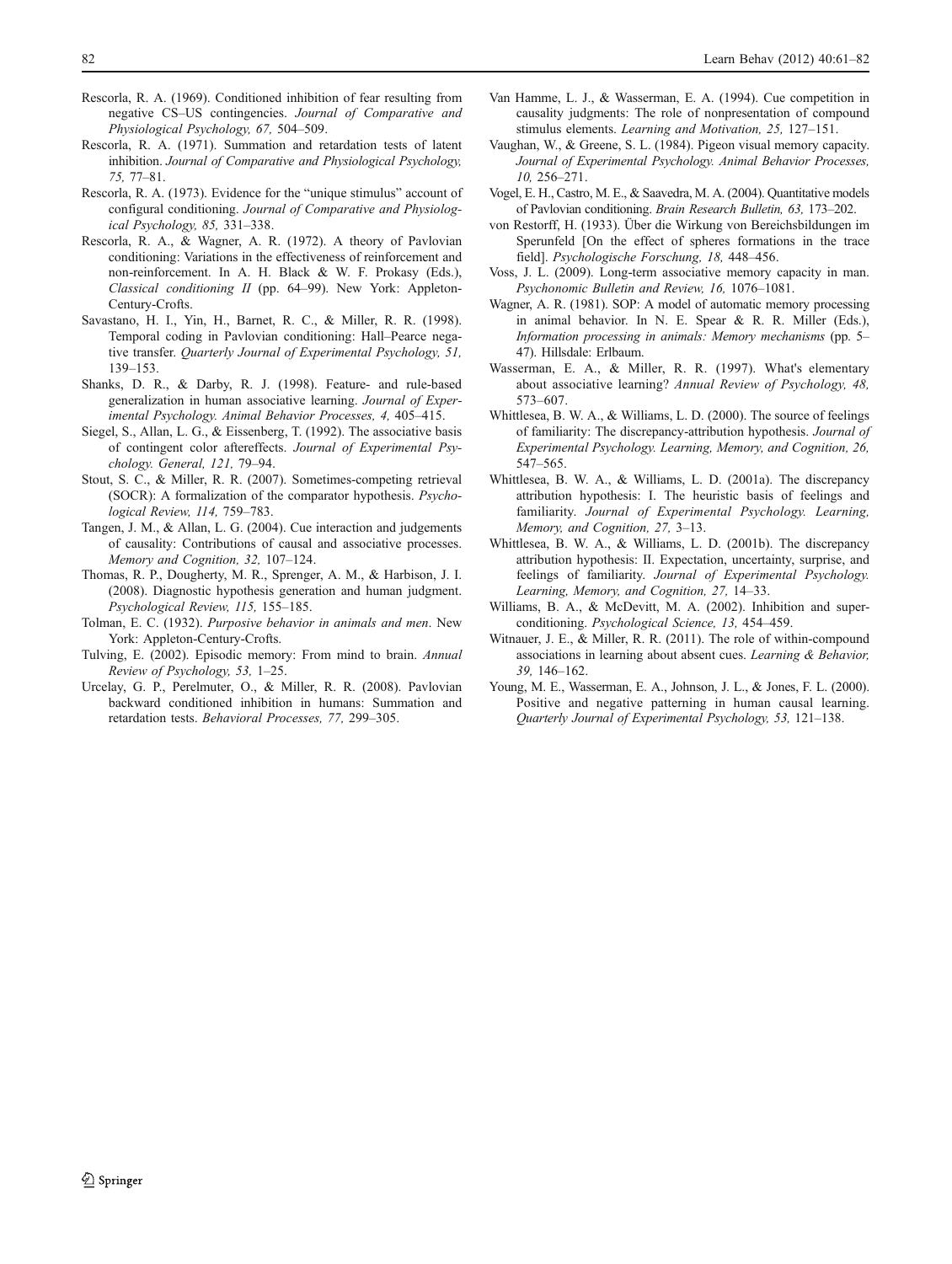Rescorla, R. A. (1969). Conditioned inhibition of fear resulting from negative CS–US contingencies. *Journal of Comparative and Physiological Psychology, 67,* 504–509.

Rescorla, R. A. (1971). Summation and retardation tests of latent inhibition. *Journal of Comparative and Physiological Psychology, 75,* 77–81.

Rescorla, R. A. (1973). Evidence for the "unique stimulus" account of configural conditioning. *Journal of Comparative and Physiological Psychology, 85,* 331–338.

Rescorla, R. A., & Wagner, A. R. (1972). A theory of Pavlovian conditioning: Variations in the effectiveness of reinforcement and non-reinforcement. In A. H. Black & W. F. Prokasy (Eds.), *Classical conditioning II* (pp. 64–99). New York: Appleton-Century-Crofts.

Savastano, H. I., Yin, H., Barnet, R. C., & Miller, R. R. (1998). Temporal coding in Pavlovian conditioning: Hall–Pearce negative transfer. *Quarterly Journal of Experimental Psychology, 51,* 139–153.

Shanks, D. R., & Darby, R. J. (1998). Feature- and rule-based generalization in human associative learning. *Journal of Experimental Psychology. Animal Behavior Processes, 4,* 405–415.

Siegel, S., Allan, L. G., & Eissenberg, T. (1992). The associative basis of contingent color aftereffects. *Journal of Experimental Psychology. General, 121,* 79–94.

Stout, S. C., & Miller, R. R. (2007). Sometimes-competing retrieval (SOCR): A formalization of the comparator hypothesis. *Psychological Review, 114,* 759–783.

Tangen, J. M., & Allan, L. G. (2004). Cue interaction and judgements of causality: Contributions of causal and associative processes. *Memory and Cognition, 32,* 107–124.

Thomas, R. P., Dougherty, M. R., Sprenger, A. M., & Harbison, J. I. (2008). Diagnostic hypothesis generation and human judgment. *Psychological Review, 115,* 155–185.

Tolman, E. C. (1932). *Purposive behavior in animals and men*. New York: Appleton-Century-Crofts.

Tulving, E. (2002). Episodic memory: From mind to brain. *Annual Review of Psychology, 53,* 1–25.

Urcelay, G. P., Perelmuter, O., & Miller, R. R. (2008). Pavlovian backward conditioned inhibition in humans: Summation and retardation tests. *Behavioral Processes, 77,* 299–305.

Van Hamme, L. J., & Wasserman, E. A. (1994). Cue competition in causality judgments: The role of nonpresentation of compound stimulus elements. *Learning and Motivation, 25,* 127–151.

Vaughan, W., & Greene, S. L. (1984). Pigeon visual memory capacity. *Journal of Experimental Psychology. Animal Behavior Processes, 10,* 256–271.

Vogel, E. H., Castro, M. E., & Saavedra, M. A. (2004). Quantitative models of Pavlovian conditioning. *Brain Research Bulletin, 63,* 173–202.

von Restorff, H. (1933). Über die Wirkung von Bereichsbildungen im Sperunfeld [On the effect of spheres formations in the trace field]. *Psychologische Forschung, 18,* 448–456.

Voss, J. L. (2009). Long-term associative memory capacity in man. *Psychonomic Bulletin and Review, 16,* 1076–1081.

Wagner, A. R. (1981). SOP: A model of automatic memory processing in animal behavior. In N. E. Spear & R. R. Miller (Eds.), *Information processing in animals: Memory mechanisms* (pp. 5–47). Hillsdale: Erlbaum.

Wasserman, E. A., & Miller, R. R. (1997). What's elementary about associative learning? *Annual Review of Psychology, 48,* 573–607.

Whittlesea, B. W. A., & Williams, L. D. (2000). The source of feelings of familiarity: The discrepancy-attribution hypothesis. *Journal of Experimental Psychology. Learning, Memory, and Cognition, 26,* 547–565.

Whittlesea, B. W. A., & Williams, L. D. (2001a). The discrepancy attribution hypothesis: I. The heuristic basis of feelings and familiarity. *Journal of Experimental Psychology. Learning, Memory, and Cognition, 27,* 3–13.

Whittlesea, B. W. A., & Williams, L. D. (2001b). The discrepancy attribution hypothesis: II. Expectation, uncertainty, surprise, and feelings of familiarity. *Journal of Experimental Psychology. Learning, Memory, and Cognition, 27,* 14–33.

Williams, B. A., & McDevitt, M. A. (2002). Inhibition and superconditioning. *Psychological Science, 13,* 454–459.

Witnauer, J. E., & Miller, R. R. (2011). The role of within-compound associations in learning about absent cues. *Learning & Behavior, 39,* 146–162.

Young, M. E., Wasserman, E. A., Johnson, J. L., & Jones, F. L. (2000). Positive and negative patterning in human causal learning. *Quarterly Journal of Experimental Psychology, 53,* 121–138.